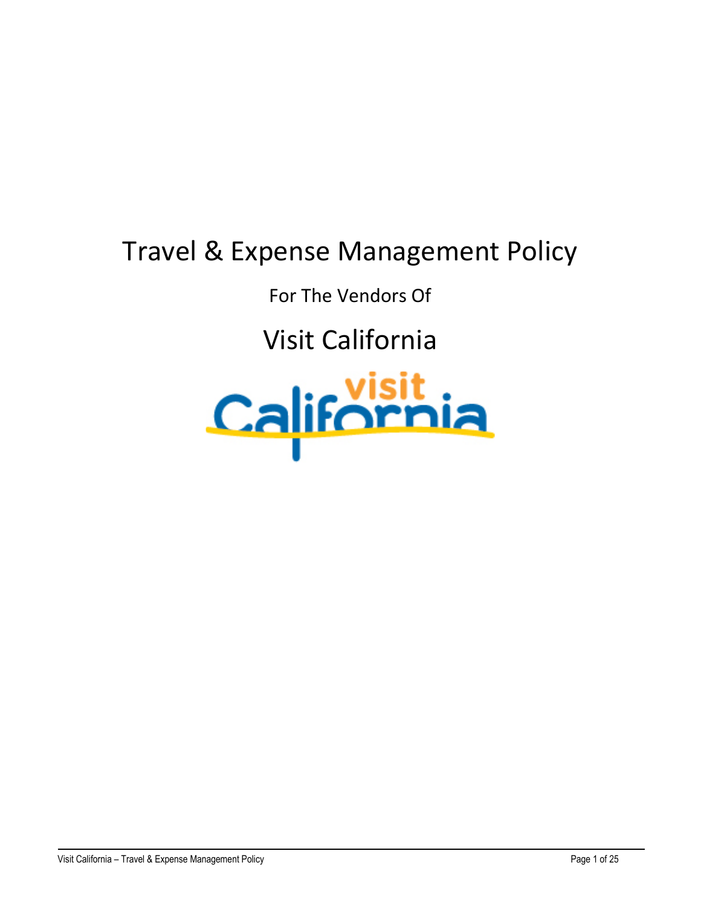# Travel & Expense Management Policy

For The Vendors Of

## Visit California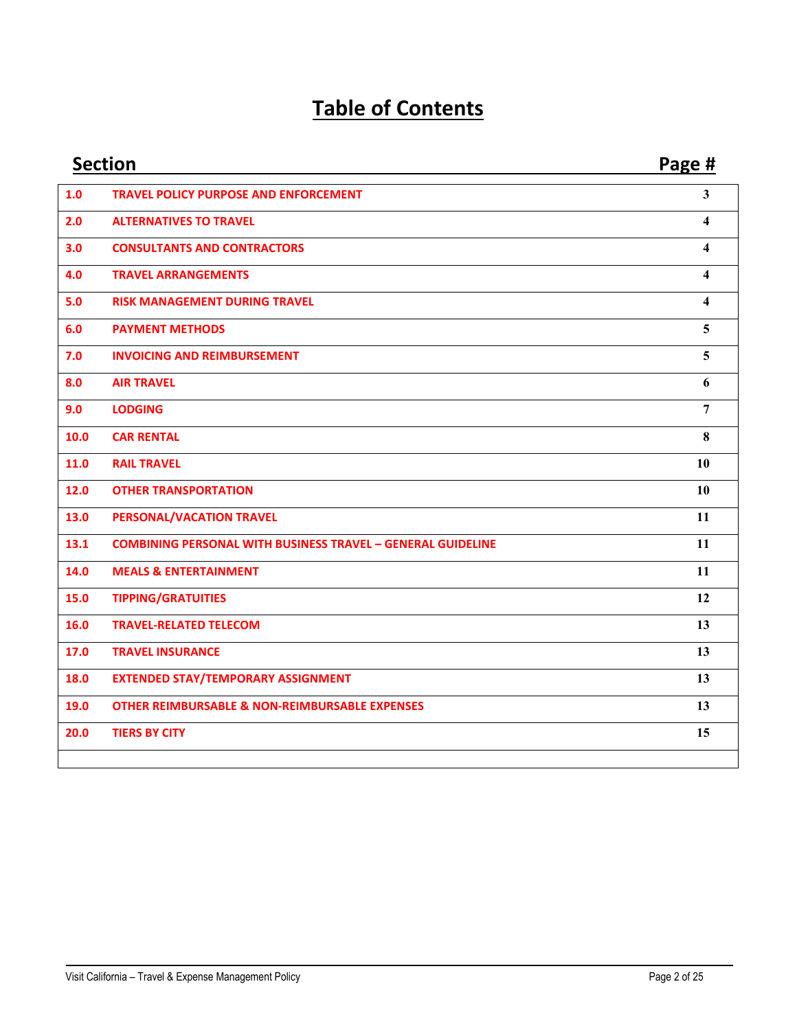# Table of Contents

| Section | | Page # |
|---|---|---|
| 1.0 | TRAVEL POLICY PURPOSE AND ENFORCEMENT | 3 |
| 2.0 | ALTERNATIVES TO TRAVEL | 4 |
| 3.0 | CONSULTANTS AND CONTRACTORS | 4 |
| 4.0 | TRAVEL ARRANGEMENTS | 4 |
| 5.0 | RISK MANAGEMENT DURING TRAVEL | 4 |
| 6.0 | PAYMENT METHODS | 5 |
| 7.0 | INVOICING AND REIMBURSEMENT | 5 |
| 8.0 | AIR TRAVEL | 6 |
| 9.0 | LODGING | 7 |
| 10.0 | CAR RENTAL | 8 |
| 11.0 | RAIL TRAVEL | 10 |
| 12.0 | OTHER TRANSPORTATION | 10 |
| 13.0 | PERSONAL/VACATION TRAVEL | 11 |
| 13.1 | COMBINING PERSONAL WITH BUSINESS TRAVEL – GENERAL GUIDELINE | 11 |
| 14.0 | MEALS & ENTERTAINMENT | 11 |
| 15.0 | TIPPING/GRATUITIES | 12 |
| 16.0 | TRAVEL-RELATED TELECOM | 13 |
| 17.0 | TRAVEL INSURANCE | 13 |
| 18.0 | EXTENDED STAY/TEMPORARY ASSIGNMENT | 13 |
| 19.0 | OTHER REIMBURSABLE & NON-REIMBURSABLE EXPENSES | 13 |
| 20.0 | TIERS BY CITY | 15 |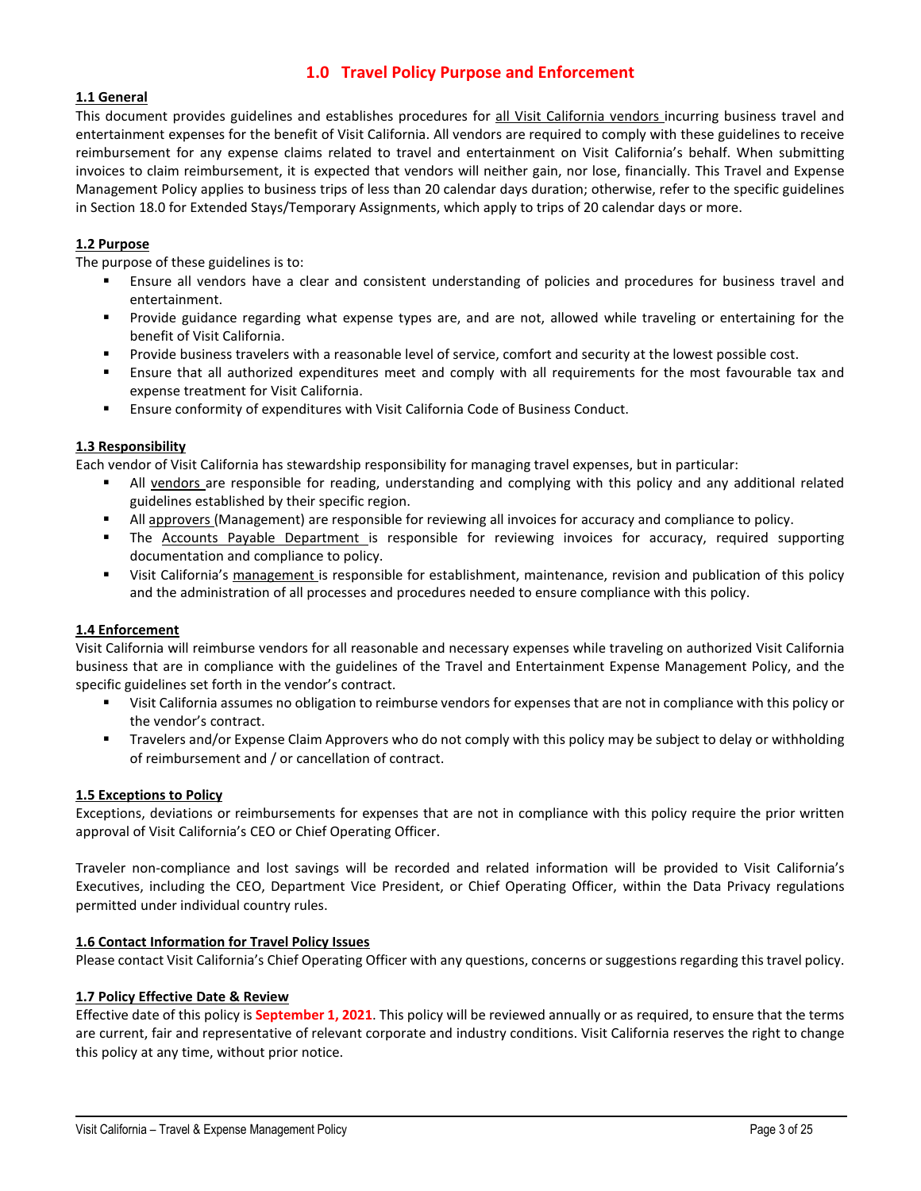## 1.0 Travel Policy Purpose and Enforcement

### 1.1 General

This document provides guidelines and establishes procedures for all Visit California vendors incurring business travel and entertainment expenses for the benefit of Visit California. All vendors are required to comply with these guidelines to receive reimbursement for any expense claims related to travel and entertainment on Visit California's behalf. When submitting invoices to claim reimbursement, it is expected that vendors will neither gain, nor lose, financially. This Travel and Expense Management Policy applies to business trips of less than 20 calendar days duration; otherwise, refer to the specific guidelines in Section 18.0 for Extended Stays/Temporary Assignments, which apply to trips of 20 calendar days or more.

### 1.2 Purpose

The purpose of these guidelines is to:

- Ensure all vendors have a clear and consistent understanding of policies and procedures for business travel and entertainment.
- Provide guidance regarding what expense types are, and are not, allowed while traveling or entertaining for the benefit of Visit California.
- Provide business travelers with a reasonable level of service, comfort and security at the lowest possible cost.
- Ensure that all authorized expenditures meet and comply with all requirements for the most favourable tax and expense treatment for Visit California.
- Ensure conformity of expenditures with Visit California Code of Business Conduct.

### 1.3 Responsibility

Each vendor of Visit California has stewardship responsibility for managing travel expenses, but in particular:

- All vendors are responsible for reading, understanding and complying with this policy and any additional related guidelines established by their specific region.
- All approvers (Management) are responsible for reviewing all invoices for accuracy and compliance to policy.
- The Accounts Payable Department is responsible for reviewing invoices for accuracy, required supporting documentation and compliance to policy.
- Visit California's management is responsible for establishment, maintenance, revision and publication of this policy and the administration of all processes and procedures needed to ensure compliance with this policy.

### 1.4 Enforcement

Visit California will reimburse vendors for all reasonable and necessary expenses while traveling on authorized Visit California business that are in compliance with the guidelines of the Travel and Entertainment Expense Management Policy, and the specific guidelines set forth in the vendor's contract.

- Visit California assumes no obligation to reimburse vendors for expenses that are not in compliance with this policy or the vendor's contract.
- Travelers and/or Expense Claim Approvers who do not comply with this policy may be subject to delay or withholding of reimbursement and / or cancellation of contract.

### 1.5 Exceptions to Policy

Exceptions, deviations or reimbursements for expenses that are not in compliance with this policy require the prior written approval of Visit California's CEO or Chief Operating Officer.

Traveler non-compliance and lost savings will be recorded and related information will be provided to Visit California's Executives, including the CEO, Department Vice President, or Chief Operating Officer, within the Data Privacy regulations permitted under individual country rules.

### 1.6 Contact Information for Travel Policy Issues

Please contact Visit California's Chief Operating Officer with any questions, concerns or suggestions regarding this travel policy.

### 1.7 Policy Effective Date & Review

Effective date of this policy is **September 1, 2021**. This policy will be reviewed annually or as required, to ensure that the terms are current, fair and representative of relevant corporate and industry conditions. Visit California reserves the right to change this policy at any time, without prior notice.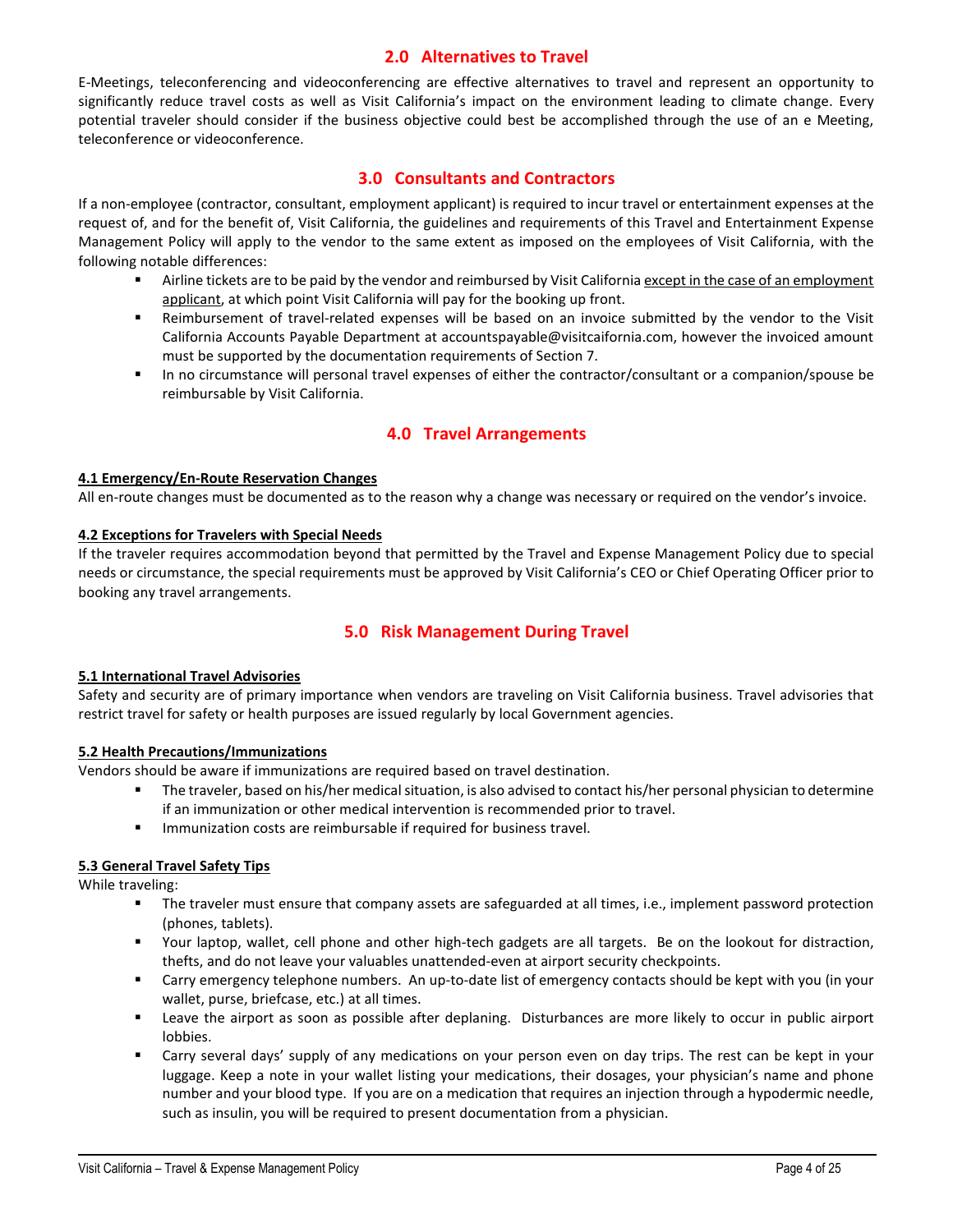## 2.0 Alternatives to Travel

E-Meetings, teleconferencing and videoconferencing are effective alternatives to travel and represent an opportunity to significantly reduce travel costs as well as Visit California's impact on the environment leading to climate change. Every potential traveler should consider if the business objective could best be accomplished through the use of an e Meeting, teleconference or videoconference.

## 3.0 Consultants and Contractors

If a non-employee (contractor, consultant, employment applicant) is required to incur travel or entertainment expenses at the request of, and for the benefit of, Visit California, the guidelines and requirements of this Travel and Entertainment Expense Management Policy will apply to the vendor to the same extent as imposed on the employees of Visit California, with the following notable differences:

- Airline tickets are to be paid by the vendor and reimbursed by Visit California except in the case of an employment applicant, at which point Visit California will pay for the booking up front.
- Reimbursement of travel-related expenses will be based on an invoice submitted by the vendor to the Visit California Accounts Payable Department at accountspayable@visitcaifornia.com, however the invoiced amount must be supported by the documentation requirements of Section 7.
- In no circumstance will personal travel expenses of either the contractor/consultant or a companion/spouse be reimbursable by Visit California.

## 4.0 Travel Arrangements

**4.1 Emergency/En-Route Reservation Changes**

All en-route changes must be documented as to the reason why a change was necessary or required on the vendor's invoice.

**4.2 Exceptions for Travelers with Special Needs**

If the traveler requires accommodation beyond that permitted by the Travel and Expense Management Policy due to special needs or circumstance, the special requirements must be approved by Visit California's CEO or Chief Operating Officer prior to booking any travel arrangements.

## 5.0 Risk Management During Travel

**5.1 International Travel Advisories**

Safety and security are of primary importance when vendors are traveling on Visit California business. Travel advisories that restrict travel for safety or health purposes are issued regularly by local Government agencies.

**5.2 Health Precautions/Immunizations**

Vendors should be aware if immunizations are required based on travel destination.

- The traveler, based on his/her medical situation, is also advised to contact his/her personal physician to determine if an immunization or other medical intervention is recommended prior to travel.
- Immunization costs are reimbursable if required for business travel.

**5.3 General Travel Safety Tips**

While traveling:

- The traveler must ensure that company assets are safeguarded at all times, i.e., implement password protection (phones, tablets).
- Your laptop, wallet, cell phone and other high-tech gadgets are all targets. Be on the lookout for distraction, thefts, and do not leave your valuables unattended-even at airport security checkpoints.
- Carry emergency telephone numbers. An up-to-date list of emergency contacts should be kept with you (in your wallet, purse, briefcase, etc.) at all times.
- Leave the airport as soon as possible after deplaning. Disturbances are more likely to occur in public airport lobbies.
- Carry several days' supply of any medications on your person even on day trips. The rest can be kept in your luggage. Keep a note in your wallet listing your medications, their dosages, your physician's name and phone number and your blood type. If you are on a medication that requires an injection through a hypodermic needle, such as insulin, you will be required to present documentation from a physician.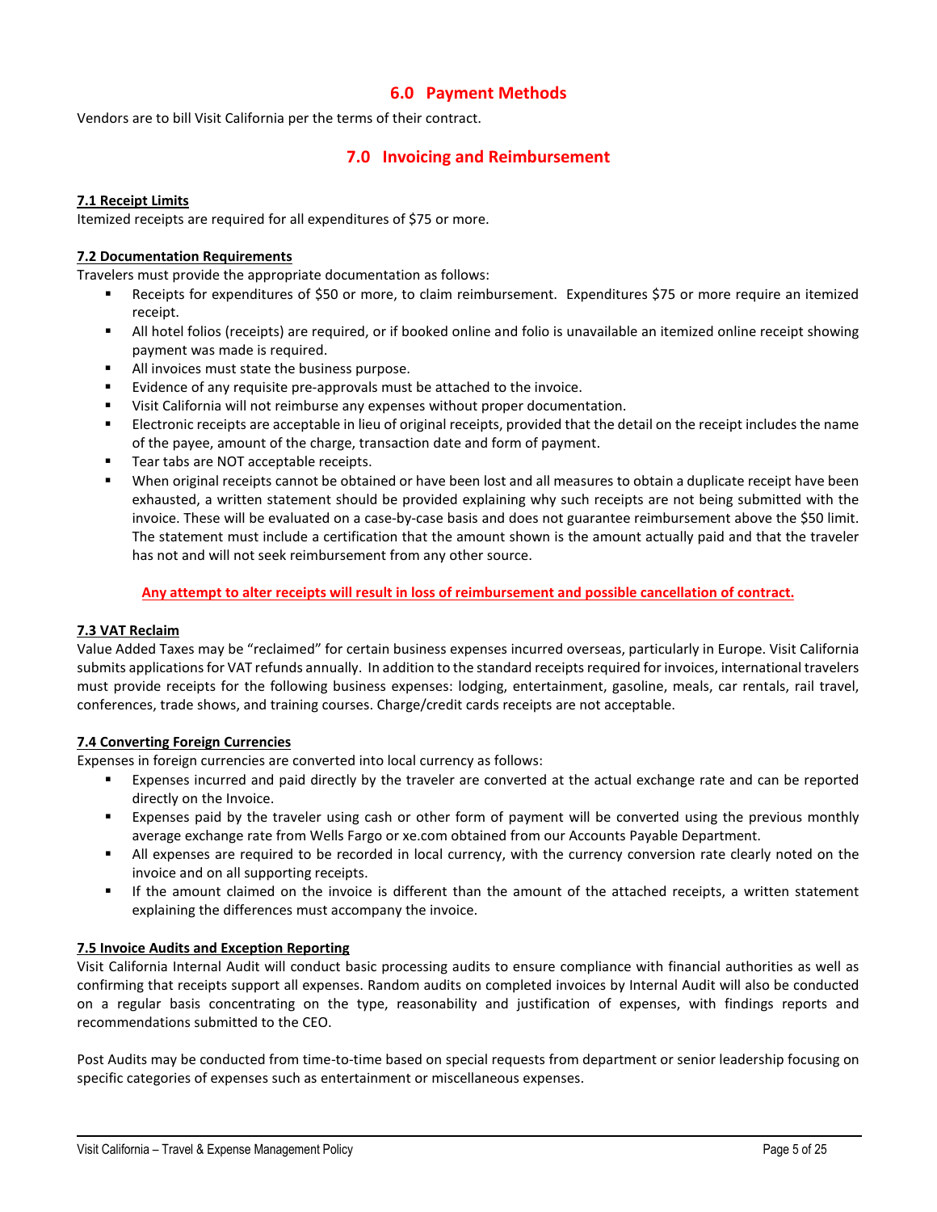## 6.0 Payment Methods

Vendors are to bill Visit California per the terms of their contract.

## 7.0 Invoicing and Reimbursement

### 7.1 Receipt Limits

Itemized receipts are required for all expenditures of $75 or more.

### 7.2 Documentation Requirements

Travelers must provide the appropriate documentation as follows:

- Receipts for expenditures of $50 or more, to claim reimbursement. Expenditures $75 or more require an itemized receipt.
- All hotel folios (receipts) are required, or if booked online and folio is unavailable an itemized online receipt showing payment was made is required.
- All invoices must state the business purpose.
- Evidence of any requisite pre-approvals must be attached to the invoice.
- Visit California will not reimburse any expenses without proper documentation.
- Electronic receipts are acceptable in lieu of original receipts, provided that the detail on the receipt includes the name of the payee, amount of the charge, transaction date and form of payment.
- Tear tabs are NOT acceptable receipts.
- When original receipts cannot be obtained or have been lost and all measures to obtain a duplicate receipt have been exhausted, a written statement should be provided explaining why such receipts are not being submitted with the invoice. These will be evaluated on a case-by-case basis and does not guarantee reimbursement above the $50 limit. The statement must include a certification that the amount shown is the amount actually paid and that the traveler has not and will not seek reimbursement from any other source.

**Any attempt to alter receipts will result in loss of reimbursement and possible cancellation of contract.**

### 7.3 VAT Reclaim

Value Added Taxes may be "reclaimed" for certain business expenses incurred overseas, particularly in Europe. Visit California submits applications for VAT refunds annually. In addition to the standard receipts required for invoices, international travelers must provide receipts for the following business expenses: lodging, entertainment, gasoline, meals, car rentals, rail travel, conferences, trade shows, and training courses. Charge/credit cards receipts are not acceptable.

### 7.4 Converting Foreign Currencies

Expenses in foreign currencies are converted into local currency as follows:

- Expenses incurred and paid directly by the traveler are converted at the actual exchange rate and can be reported directly on the Invoice.
- Expenses paid by the traveler using cash or other form of payment will be converted using the previous monthly average exchange rate from Wells Fargo or xe.com obtained from our Accounts Payable Department.
- All expenses are required to be recorded in local currency, with the currency conversion rate clearly noted on the invoice and on all supporting receipts.
- If the amount claimed on the invoice is different than the amount of the attached receipts, a written statement explaining the differences must accompany the invoice.

### 7.5 Invoice Audits and Exception Reporting

Visit California Internal Audit will conduct basic processing audits to ensure compliance with financial authorities as well as confirming that receipts support all expenses. Random audits on completed invoices by Internal Audit will also be conducted on a regular basis concentrating on the type, reasonability and justification of expenses, with findings reports and recommendations submitted to the CEO.

Post Audits may be conducted from time-to-time based on special requests from department or senior leadership focusing on specific categories of expenses such as entertainment or miscellaneous expenses.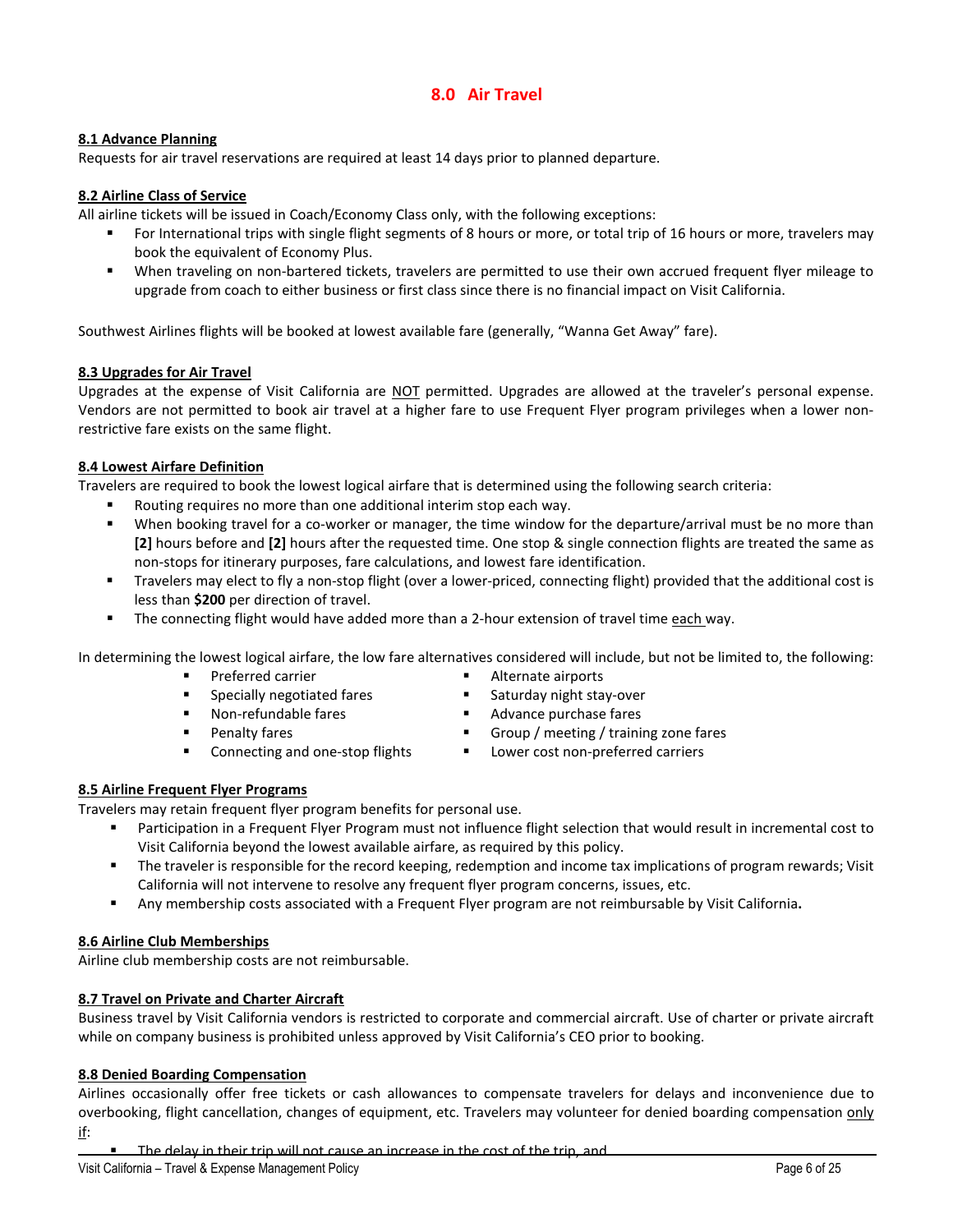# 8.0 Air Travel

## 8.1 Advance Planning

Requests for air travel reservations are required at least 14 days prior to planned departure.

## 8.2 Airline Class of Service

All airline tickets will be issued in Coach/Economy Class only, with the following exceptions:

- For International trips with single flight segments of 8 hours or more, or total trip of 16 hours or more, travelers may book the equivalent of Economy Plus.
- When traveling on non-bartered tickets, travelers are permitted to use their own accrued frequent flyer mileage to upgrade from coach to either business or first class since there is no financial impact on Visit California.

Southwest Airlines flights will be booked at lowest available fare (generally, "Wanna Get Away" fare).

## 8.3 Upgrades for Air Travel

Upgrades at the expense of Visit California are NOT permitted. Upgrades are allowed at the traveler's personal expense. Vendors are not permitted to book air travel at a higher fare to use Frequent Flyer program privileges when a lower non-restrictive fare exists on the same flight.

## 8.4 Lowest Airfare Definition

Travelers are required to book the lowest logical airfare that is determined using the following search criteria:

- Routing requires no more than one additional interim stop each way.
- When booking travel for a co-worker or manager, the time window for the departure/arrival must be no more than **[2]** hours before and **[2]** hours after the requested time. One stop & single connection flights are treated the same as non-stops for itinerary purposes, fare calculations, and lowest fare identification.
- Travelers may elect to fly a non-stop flight (over a lower-priced, connecting flight) provided that the additional cost is less than **$200** per direction of travel.
- The connecting flight would have added more than a 2-hour extension of travel time each way.

In determining the lowest logical airfare, the low fare alternatives considered will include, but not be limited to, the following:

- Preferred carrier
- Specially negotiated fares
- Non-refundable fares
- Penalty fares
- Connecting and one-stop flights
- Alternate airports
- Saturday night stay-over
- Advance purchase fares
- Group / meeting / training zone fares
- Lower cost non-preferred carriers

## 8.5 Airline Frequent Flyer Programs

Travelers may retain frequent flyer program benefits for personal use.

- Participation in a Frequent Flyer Program must not influence flight selection that would result in incremental cost to Visit California beyond the lowest available airfare, as required by this policy.
- The traveler is responsible for the record keeping, redemption and income tax implications of program rewards; Visit California will not intervene to resolve any frequent flyer program concerns, issues, etc.
- Any membership costs associated with a Frequent Flyer program are not reimbursable by Visit California**.**

## 8.6 Airline Club Memberships

Airline club membership costs are not reimbursable.

## 8.7 Travel on Private and Charter Aircraft

Business travel by Visit California vendors is restricted to corporate and commercial aircraft. Use of charter or private aircraft while on company business is prohibited unless approved by Visit California's CEO prior to booking.

## 8.8 Denied Boarding Compensation

Airlines occasionally offer free tickets or cash allowances to compensate travelers for delays and inconvenience due to overbooking, flight cancellation, changes of equipment, etc. Travelers may volunteer for denied boarding compensation only if:

- The delay in their trip will not cause an increase in the cost of the trip, and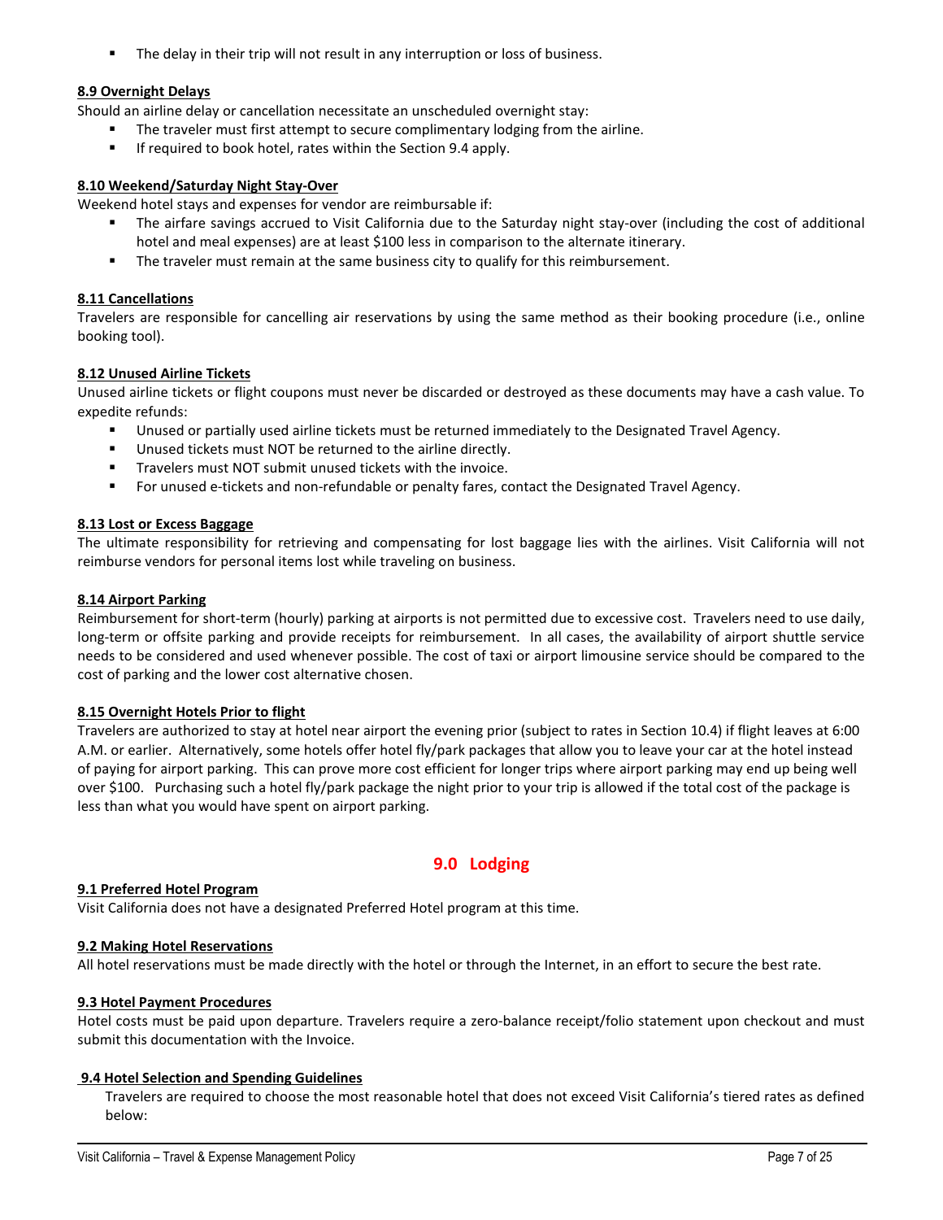- The delay in their trip will not result in any interruption or loss of business.

### 8.9 Overnight Delays

Should an airline delay or cancellation necessitate an unscheduled overnight stay:

- The traveler must first attempt to secure complimentary lodging from the airline.
- If required to book hotel, rates within the Section 9.4 apply.

### 8.10 Weekend/Saturday Night Stay-Over

Weekend hotel stays and expenses for vendor are reimbursable if:

- The airfare savings accrued to Visit California due to the Saturday night stay-over (including the cost of additional hotel and meal expenses) are at least $100 less in comparison to the alternate itinerary.
- The traveler must remain at the same business city to qualify for this reimbursement.

### 8.11 Cancellations

Travelers are responsible for cancelling air reservations by using the same method as their booking procedure (i.e., online booking tool).

### 8.12 Unused Airline Tickets

Unused airline tickets or flight coupons must never be discarded or destroyed as these documents may have a cash value. To expedite refunds:

- Unused or partially used airline tickets must be returned immediately to the Designated Travel Agency.
- Unused tickets must NOT be returned to the airline directly.
- Travelers must NOT submit unused tickets with the invoice.
- For unused e-tickets and non-refundable or penalty fares, contact the Designated Travel Agency.

### 8.13 Lost or Excess Baggage

The ultimate responsibility for retrieving and compensating for lost baggage lies with the airlines. Visit California will not reimburse vendors for personal items lost while traveling on business.

### 8.14 Airport Parking

Reimbursement for short-term (hourly) parking at airports is not permitted due to excessive cost. Travelers need to use daily, long-term or offsite parking and provide receipts for reimbursement. In all cases, the availability of airport shuttle service needs to be considered and used whenever possible. The cost of taxi or airport limousine service should be compared to the cost of parking and the lower cost alternative chosen.

### 8.15 Overnight Hotels Prior to flight

Travelers are authorized to stay at hotel near airport the evening prior (subject to rates in Section 10.4) if flight leaves at 6:00 A.M. or earlier. Alternatively, some hotels offer hotel fly/park packages that allow you to leave your car at the hotel instead of paying for airport parking. This can prove more cost efficient for longer trips where airport parking may end up being well over $100. Purchasing such a hotel fly/park package the night prior to your trip is allowed if the total cost of the package is less than what you would have spent on airport parking.

## 9.0 Lodging

### 9.1 Preferred Hotel Program

Visit California does not have a designated Preferred Hotel program at this time.

### 9.2 Making Hotel Reservations

All hotel reservations must be made directly with the hotel or through the Internet, in an effort to secure the best rate.

### 9.3 Hotel Payment Procedures

Hotel costs must be paid upon departure. Travelers require a zero-balance receipt/folio statement upon checkout and must submit this documentation with the Invoice.

### 9.4 Hotel Selection and Spending Guidelines

Travelers are required to choose the most reasonable hotel that does not exceed Visit California's tiered rates as defined below: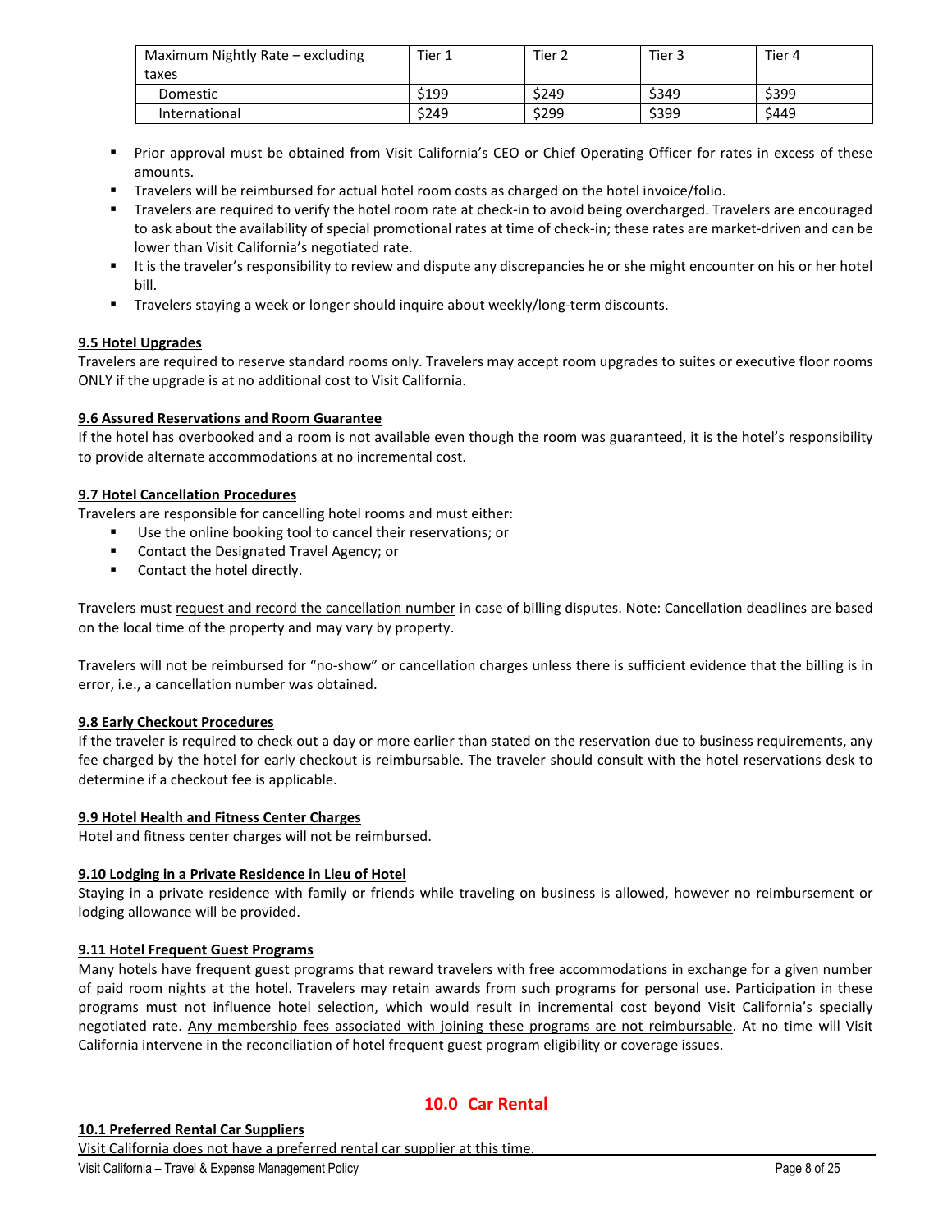| Maximum Nightly Rate – excluding taxes | Tier 1 | Tier 2 | Tier 3 | Tier 4 |
|---|---|---|---|---|
| Domestic | $199 | $249 | $349 | $399 |
| International | $249 | $299 | $399 | $449 |

- Prior approval must be obtained from Visit California's CEO or Chief Operating Officer for rates in excess of these amounts.
- Travelers will be reimbursed for actual hotel room costs as charged on the hotel invoice/folio.
- Travelers are required to verify the hotel room rate at check-in to avoid being overcharged. Travelers are encouraged to ask about the availability of special promotional rates at time of check-in; these rates are market-driven and can be lower than Visit California's negotiated rate.
- It is the traveler's responsibility to review and dispute any discrepancies he or she might encounter on his or her hotel bill.
- Travelers staying a week or longer should inquire about weekly/long-term discounts.

### 9.5 Hotel Upgrades

Travelers are required to reserve standard rooms only. Travelers may accept room upgrades to suites or executive floor rooms ONLY if the upgrade is at no additional cost to Visit California.

### 9.6 Assured Reservations and Room Guarantee

If the hotel has overbooked and a room is not available even though the room was guaranteed, it is the hotel's responsibility to provide alternate accommodations at no incremental cost.

### 9.7 Hotel Cancellation Procedures

Travelers are responsible for cancelling hotel rooms and must either:

- Use the online booking tool to cancel their reservations; or
- Contact the Designated Travel Agency; or
- Contact the hotel directly.

Travelers must request and record the cancellation number in case of billing disputes. Note: Cancellation deadlines are based on the local time of the property and may vary by property.

Travelers will not be reimbursed for "no-show" or cancellation charges unless there is sufficient evidence that the billing is in error, i.e., a cancellation number was obtained.

### 9.8 Early Checkout Procedures

If the traveler is required to check out a day or more earlier than stated on the reservation due to business requirements, any fee charged by the hotel for early checkout is reimbursable. The traveler should consult with the hotel reservations desk to determine if a checkout fee is applicable.

### 9.9 Hotel Health and Fitness Center Charges

Hotel and fitness center charges will not be reimbursed.

### 9.10 Lodging in a Private Residence in Lieu of Hotel

Staying in a private residence with family or friends while traveling on business is allowed, however no reimbursement or lodging allowance will be provided.

### 9.11 Hotel Frequent Guest Programs

Many hotels have frequent guest programs that reward travelers with free accommodations in exchange for a given number of paid room nights at the hotel. Travelers may retain awards from such programs for personal use. Participation in these programs must not influence hotel selection, which would result in incremental cost beyond Visit California's specially negotiated rate. Any membership fees associated with joining these programs are not reimbursable. At no time will Visit California intervene in the reconciliation of hotel frequent guest program eligibility or coverage issues.

## 10.0 Car Rental

### 10.1 Preferred Rental Car Suppliers

Visit California does not have a preferred rental car supplier at this time.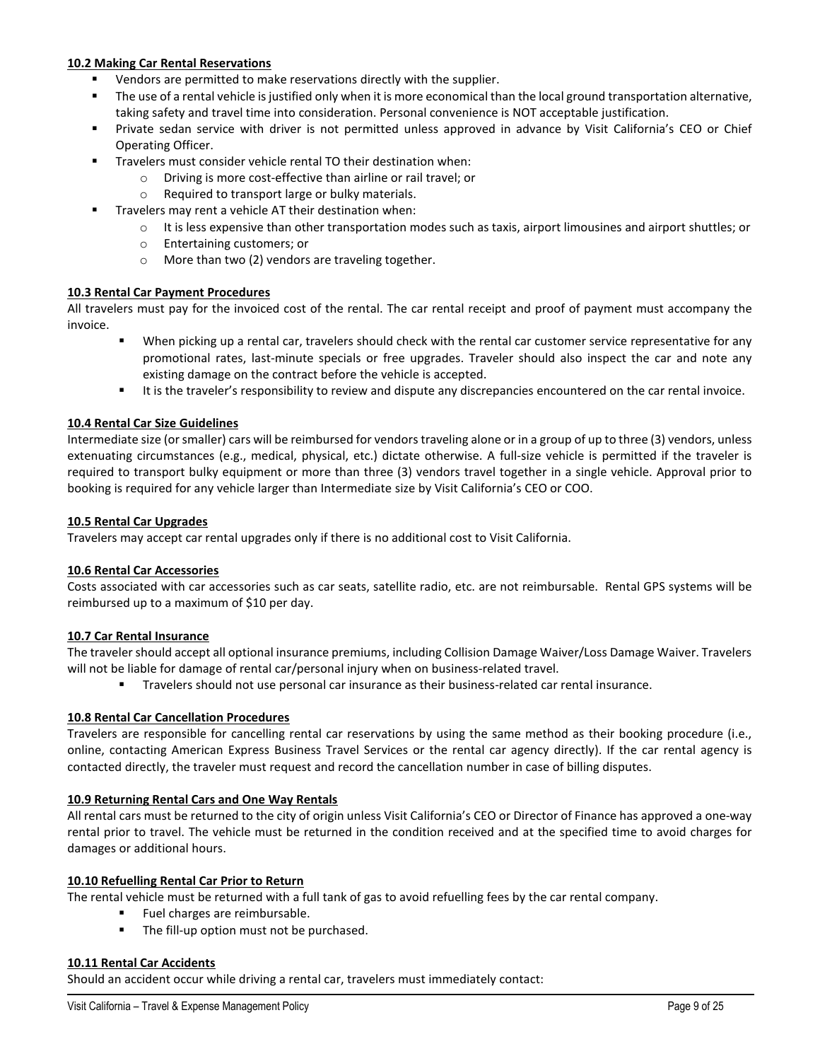**10.2 Making Car Rental Reservations**

- Vendors are permitted to make reservations directly with the supplier.
- The use of a rental vehicle is justified only when it is more economical than the local ground transportation alternative, taking safety and travel time into consideration. Personal convenience is NOT acceptable justification.
- Private sedan service with driver is not permitted unless approved in advance by Visit California's CEO or Chief Operating Officer.
- Travelers must consider vehicle rental TO their destination when:
  - Driving is more cost-effective than airline or rail travel; or
  - Required to transport large or bulky materials.
- Travelers may rent a vehicle AT their destination when:
  - It is less expensive than other transportation modes such as taxis, airport limousines and airport shuttles; or
  - Entertaining customers; or
  - More than two (2) vendors are traveling together.

**10.3 Rental Car Payment Procedures**

All travelers must pay for the invoiced cost of the rental. The car rental receipt and proof of payment must accompany the invoice.

- When picking up a rental car, travelers should check with the rental car customer service representative for any promotional rates, last-minute specials or free upgrades. Traveler should also inspect the car and note any existing damage on the contract before the vehicle is accepted.
- It is the traveler's responsibility to review and dispute any discrepancies encountered on the car rental invoice.

**10.4 Rental Car Size Guidelines**

Intermediate size (or smaller) cars will be reimbursed for vendors traveling alone or in a group of up to three (3) vendors, unless extenuating circumstances (e.g., medical, physical, etc.) dictate otherwise. A full-size vehicle is permitted if the traveler is required to transport bulky equipment or more than three (3) vendors travel together in a single vehicle. Approval prior to booking is required for any vehicle larger than Intermediate size by Visit California's CEO or COO.

**10.5 Rental Car Upgrades**

Travelers may accept car rental upgrades only if there is no additional cost to Visit California.

**10.6 Rental Car Accessories**

Costs associated with car accessories such as car seats, satellite radio, etc. are not reimbursable. Rental GPS systems will be reimbursed up to a maximum of $10 per day.

**10.7 Car Rental Insurance**

The traveler should accept all optional insurance premiums, including Collision Damage Waiver/Loss Damage Waiver. Travelers will not be liable for damage of rental car/personal injury when on business-related travel.

- Travelers should not use personal car insurance as their business-related car rental insurance.

**10.8 Rental Car Cancellation Procedures**

Travelers are responsible for cancelling rental car reservations by using the same method as their booking procedure (i.e., online, contacting American Express Business Travel Services or the rental car agency directly). If the car rental agency is contacted directly, the traveler must request and record the cancellation number in case of billing disputes.

**10.9 Returning Rental Cars and One Way Rentals**

All rental cars must be returned to the city of origin unless Visit California's CEO or Director of Finance has approved a one-way rental prior to travel. The vehicle must be returned in the condition received and at the specified time to avoid charges for damages or additional hours.

**10.10 Refuelling Rental Car Prior to Return**

The rental vehicle must be returned with a full tank of gas to avoid refuelling fees by the car rental company.

- Fuel charges are reimbursable.
- The fill-up option must not be purchased.

**10.11 Rental Car Accidents**

Should an accident occur while driving a rental car, travelers must immediately contact: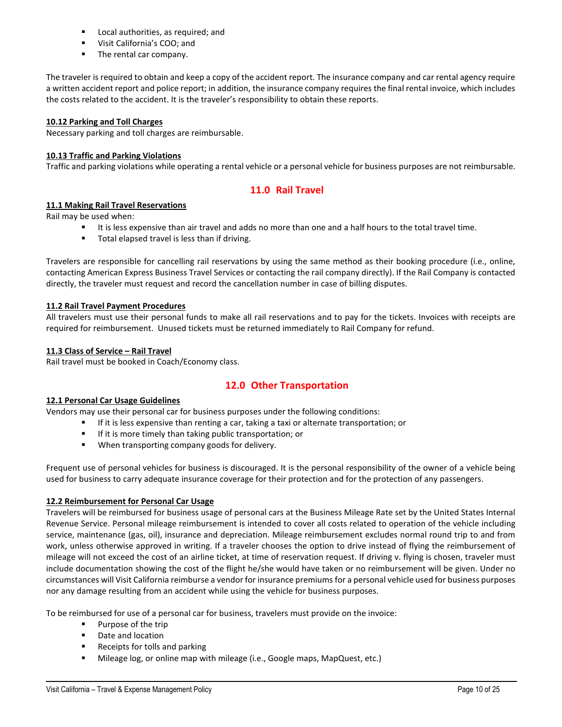- Local authorities, as required; and
- Visit California's COO; and
- The rental car company.

The traveler is required to obtain and keep a copy of the accident report. The insurance company and car rental agency require a written accident report and police report; in addition, the insurance company requires the final rental invoice, which includes the costs related to the accident. It is the traveler's responsibility to obtain these reports.

**10.12 Parking and Toll Charges**

Necessary parking and toll charges are reimbursable.

**10.13 Traffic and Parking Violations**

Traffic and parking violations while operating a rental vehicle or a personal vehicle for business purposes are not reimbursable.

## 11.0 Rail Travel

**11.1 Making Rail Travel Reservations**

Rail may be used when:

- It is less expensive than air travel and adds no more than one and a half hours to the total travel time.
- Total elapsed travel is less than if driving.

Travelers are responsible for cancelling rail reservations by using the same method as their booking procedure (i.e., online, contacting American Express Business Travel Services or contacting the rail company directly). If the Rail Company is contacted directly, the traveler must request and record the cancellation number in case of billing disputes.

**11.2 Rail Travel Payment Procedures**

All travelers must use their personal funds to make all rail reservations and to pay for the tickets. Invoices with receipts are required for reimbursement. Unused tickets must be returned immediately to Rail Company for refund.

**11.3 Class of Service – Rail Travel**

Rail travel must be booked in Coach/Economy class.

## 12.0 Other Transportation

**12.1 Personal Car Usage Guidelines**

Vendors may use their personal car for business purposes under the following conditions:

- If it is less expensive than renting a car, taking a taxi or alternate transportation; or
- If it is more timely than taking public transportation; or
- When transporting company goods for delivery.

Frequent use of personal vehicles for business is discouraged. It is the personal responsibility of the owner of a vehicle being used for business to carry adequate insurance coverage for their protection and for the protection of any passengers.

**12.2 Reimbursement for Personal Car Usage**

Travelers will be reimbursed for business usage of personal cars at the Business Mileage Rate set by the United States Internal Revenue Service. Personal mileage reimbursement is intended to cover all costs related to operation of the vehicle including service, maintenance (gas, oil), insurance and depreciation. Mileage reimbursement excludes normal round trip to and from work, unless otherwise approved in writing. If a traveler chooses the option to drive instead of flying the reimbursement of mileage will not exceed the cost of an airline ticket, at time of reservation request. If driving v. flying is chosen, traveler must include documentation showing the cost of the flight he/she would have taken or no reimbursement will be given. Under no circumstances will Visit California reimburse a vendor for insurance premiums for a personal vehicle used for business purposes nor any damage resulting from an accident while using the vehicle for business purposes.

To be reimbursed for use of a personal car for business, travelers must provide on the invoice:

- Purpose of the trip
- Date and location
- Receipts for tolls and parking
- Mileage log, or online map with mileage (i.e., Google maps, MapQuest, etc.)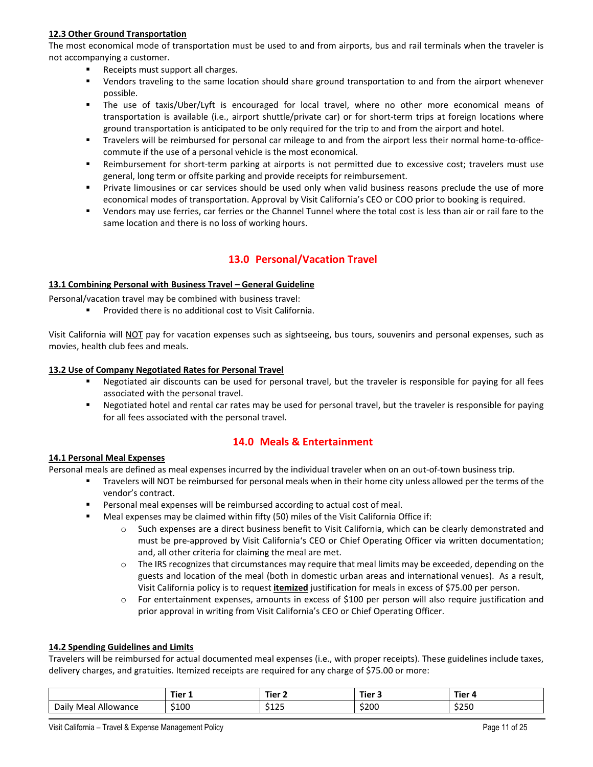**12.3 Other Ground Transportation**

The most economical mode of transportation must be used to and from airports, bus and rail terminals when the traveler is not accompanying a customer.

- Receipts must support all charges.
- Vendors traveling to the same location should share ground transportation to and from the airport whenever possible.
- The use of taxis/Uber/Lyft is encouraged for local travel, where no other more economical means of transportation is available (i.e., airport shuttle/private car) or for short-term trips at foreign locations where ground transportation is anticipated to be only required for the trip to and from the airport and hotel.
- Travelers will be reimbursed for personal car mileage to and from the airport less their normal home-to-office-commute if the use of a personal vehicle is the most economical.
- Reimbursement for short-term parking at airports is not permitted due to excessive cost; travelers must use general, long term or offsite parking and provide receipts for reimbursement.
- Private limousines or car services should be used only when valid business reasons preclude the use of more economical modes of transportation. Approval by Visit California's CEO or COO prior to booking is required.
- Vendors may use ferries, car ferries or the Channel Tunnel where the total cost is less than air or rail fare to the same location and there is no loss of working hours.

## 13.0 Personal/Vacation Travel

**13.1 Combining Personal with Business Travel – General Guideline**

Personal/vacation travel may be combined with business travel:

- Provided there is no additional cost to Visit California.

Visit California will NOT pay for vacation expenses such as sightseeing, bus tours, souvenirs and personal expenses, such as movies, health club fees and meals.

**13.2 Use of Company Negotiated Rates for Personal Travel**

- Negotiated air discounts can be used for personal travel, but the traveler is responsible for paying for all fees associated with the personal travel.
- Negotiated hotel and rental car rates may be used for personal travel, but the traveler is responsible for paying for all fees associated with the personal travel.

## 14.0 Meals & Entertainment

**14.1 Personal Meal Expenses**

Personal meals are defined as meal expenses incurred by the individual traveler when on an out-of-town business trip.

- Travelers will NOT be reimbursed for personal meals when in their home city unless allowed per the terms of the vendor's contract.
- Personal meal expenses will be reimbursed according to actual cost of meal.
- Meal expenses may be claimed within fifty (50) miles of the Visit California Office if:
  - Such expenses are a direct business benefit to Visit California, which can be clearly demonstrated and must be pre-approved by Visit California's CEO or Chief Operating Officer via written documentation; and, all other criteria for claiming the meal are met.
  - The IRS recognizes that circumstances may require that meal limits may be exceeded, depending on the guests and location of the meal (both in domestic urban areas and international venues). As a result, Visit California policy is to request **itemized** justification for meals in excess of $75.00 per person.
  - For entertainment expenses, amounts in excess of $100 per person will also require justification and prior approval in writing from Visit California's CEO or Chief Operating Officer.

**14.2 Spending Guidelines and Limits**

Travelers will be reimbursed for actual documented meal expenses (i.e., with proper receipts). These guidelines include taxes, delivery charges, and gratuities. Itemized receipts are required for any charge of $75.00 or more:

| | Tier 1 | Tier 2 | Tier 3 | Tier 4 |
|---|---|---|---|---|
| Daily Meal Allowance | $100 | $125 | $200 | $250 |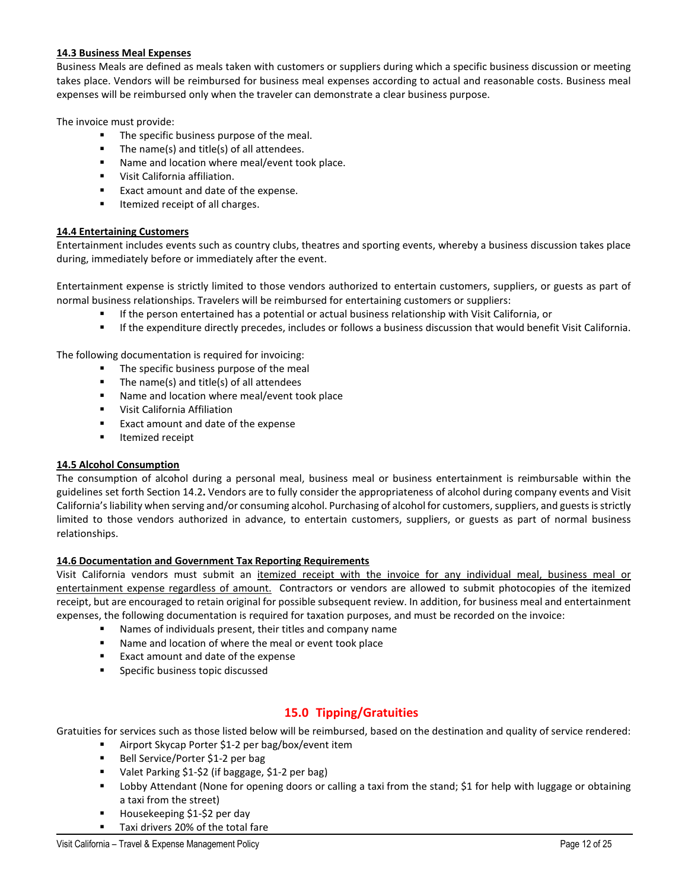### 14.3 Business Meal Expenses

Business Meals are defined as meals taken with customers or suppliers during which a specific business discussion or meeting takes place. Vendors will be reimbursed for business meal expenses according to actual and reasonable costs. Business meal expenses will be reimbursed only when the traveler can demonstrate a clear business purpose.

The invoice must provide:

- The specific business purpose of the meal.
- The name(s) and title(s) of all attendees.
- Name and location where meal/event took place.
- Visit California affiliation.
- Exact amount and date of the expense.
- Itemized receipt of all charges.

### 14.4 Entertaining Customers

Entertainment includes events such as country clubs, theatres and sporting events, whereby a business discussion takes place during, immediately before or immediately after the event.

Entertainment expense is strictly limited to those vendors authorized to entertain customers, suppliers, or guests as part of normal business relationships. Travelers will be reimbursed for entertaining customers or suppliers:

- If the person entertained has a potential or actual business relationship with Visit California, or
- If the expenditure directly precedes, includes or follows a business discussion that would benefit Visit California.

The following documentation is required for invoicing:

- The specific business purpose of the meal
- The name(s) and title(s) of all attendees
- Name and location where meal/event took place
- Visit California Affiliation
- Exact amount and date of the expense
- Itemized receipt

### 14.5 Alcohol Consumption

The consumption of alcohol during a personal meal, business meal or business entertainment is reimbursable within the guidelines set forth Section 14.2**.** Vendors are to fully consider the appropriateness of alcohol during company events and Visit California's liability when serving and/or consuming alcohol. Purchasing of alcohol for customers, suppliers, and guests is strictly limited to those vendors authorized in advance, to entertain customers, suppliers, or guests as part of normal business relationships.

### 14.6 Documentation and Government Tax Reporting Requirements

Visit California vendors must submit an <u>itemized receipt with the invoice for any individual meal, business meal or entertainment expense regardless of amount.</u> Contractors or vendors are allowed to submit photocopies of the itemized receipt, but are encouraged to retain original for possible subsequent review. In addition, for business meal and entertainment expenses, the following documentation is required for taxation purposes, and must be recorded on the invoice:

- Names of individuals present, their titles and company name
- Name and location of where the meal or event took place
- Exact amount and date of the expense
- Specific business topic discussed

## 15.0 Tipping/Gratuities

Gratuities for services such as those listed below will be reimbursed, based on the destination and quality of service rendered:

- Airport Skycap Porter $1-2 per bag/box/event item
- Bell Service/Porter $1-2 per bag
- Valet Parking $1-$2 (if baggage, $1-2 per bag)
- Lobby Attendant (None for opening doors or calling a taxi from the stand; $1 for help with luggage or obtaining a taxi from the street)
- Housekeeping $1-$2 per day
- Taxi drivers 20% of the total fare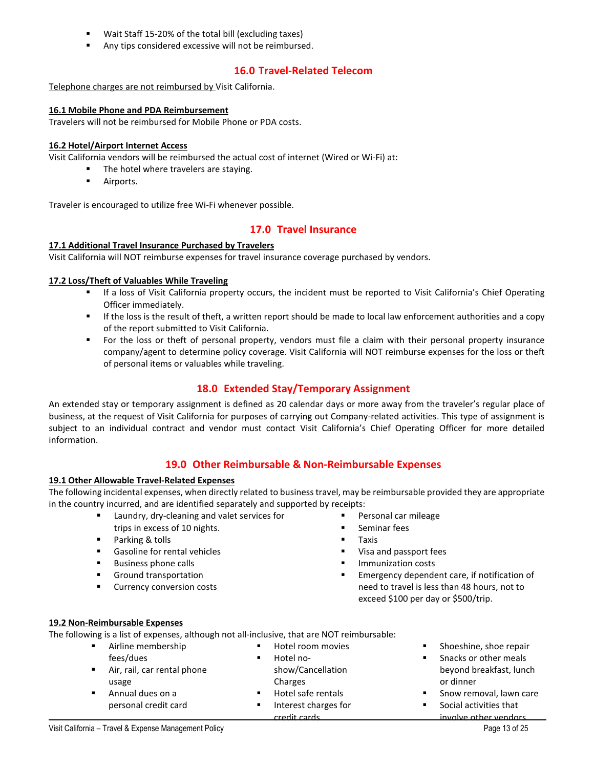- Wait Staff 15-20% of the total bill (excluding taxes)
- Any tips considered excessive will not be reimbursed.

## 16.0 Travel-Related Telecom

Telephone charges are not reimbursed by Visit California.

### 16.1 Mobile Phone and PDA Reimbursement

Travelers will not be reimbursed for Mobile Phone or PDA costs.

### 16.2 Hotel/Airport Internet Access

Visit California vendors will be reimbursed the actual cost of internet (Wired or Wi-Fi) at:

- The hotel where travelers are staying.
- Airports.

Traveler is encouraged to utilize free Wi-Fi whenever possible.

## 17.0 Travel Insurance

### 17.1 Additional Travel Insurance Purchased by Travelers

Visit California will NOT reimburse expenses for travel insurance coverage purchased by vendors.

### 17.2 Loss/Theft of Valuables While Traveling

- If a loss of Visit California property occurs, the incident must be reported to Visit California's Chief Operating Officer immediately.
- If the loss is the result of theft, a written report should be made to local law enforcement authorities and a copy of the report submitted to Visit California.
- For the loss or theft of personal property, vendors must file a claim with their personal property insurance company/agent to determine policy coverage. Visit California will NOT reimburse expenses for the loss or theft of personal items or valuables while traveling.

## 18.0 Extended Stay/Temporary Assignment

An extended stay or temporary assignment is defined as 20 calendar days or more away from the traveler's regular place of business, at the request of Visit California for purposes of carrying out Company-related activities. This type of assignment is subject to an individual contract and vendor must contact Visit California's Chief Operating Officer for more detailed information.

## 19.0 Other Reimbursable & Non-Reimbursable Expenses

### 19.1 Other Allowable Travel-Related Expenses

The following incidental expenses, when directly related to business travel, may be reimbursable provided they are appropriate in the country incurred, and are identified separately and supported by receipts:

- Laundry, dry-cleaning and valet services for trips in excess of 10 nights.
- Parking & tolls
- Gasoline for rental vehicles
- Business phone calls
- Ground transportation
- Currency conversion costs
- Personal car mileage
- Seminar fees
- Taxis
- Visa and passport fees
- Immunization costs
- Emergency dependent care, if notification of need to travel is less than 48 hours, not to exceed $100 per day or $500/trip.

### 19.2 Non-Reimbursable Expenses

The following is a list of expenses, although not all-inclusive, that are NOT reimbursable:

- Airline membership fees/dues
- Air, rail, car rental phone usage
- Annual dues on a personal credit card
- Hotel room movies
- Hotel no-show/Cancellation Charges
- Hotel safe rentals
- Interest charges for credit cards
- Shoeshine, shoe repair
- Snacks or other meals beyond breakfast, lunch or dinner
- Snow removal, lawn care
- Social activities that involve other vendors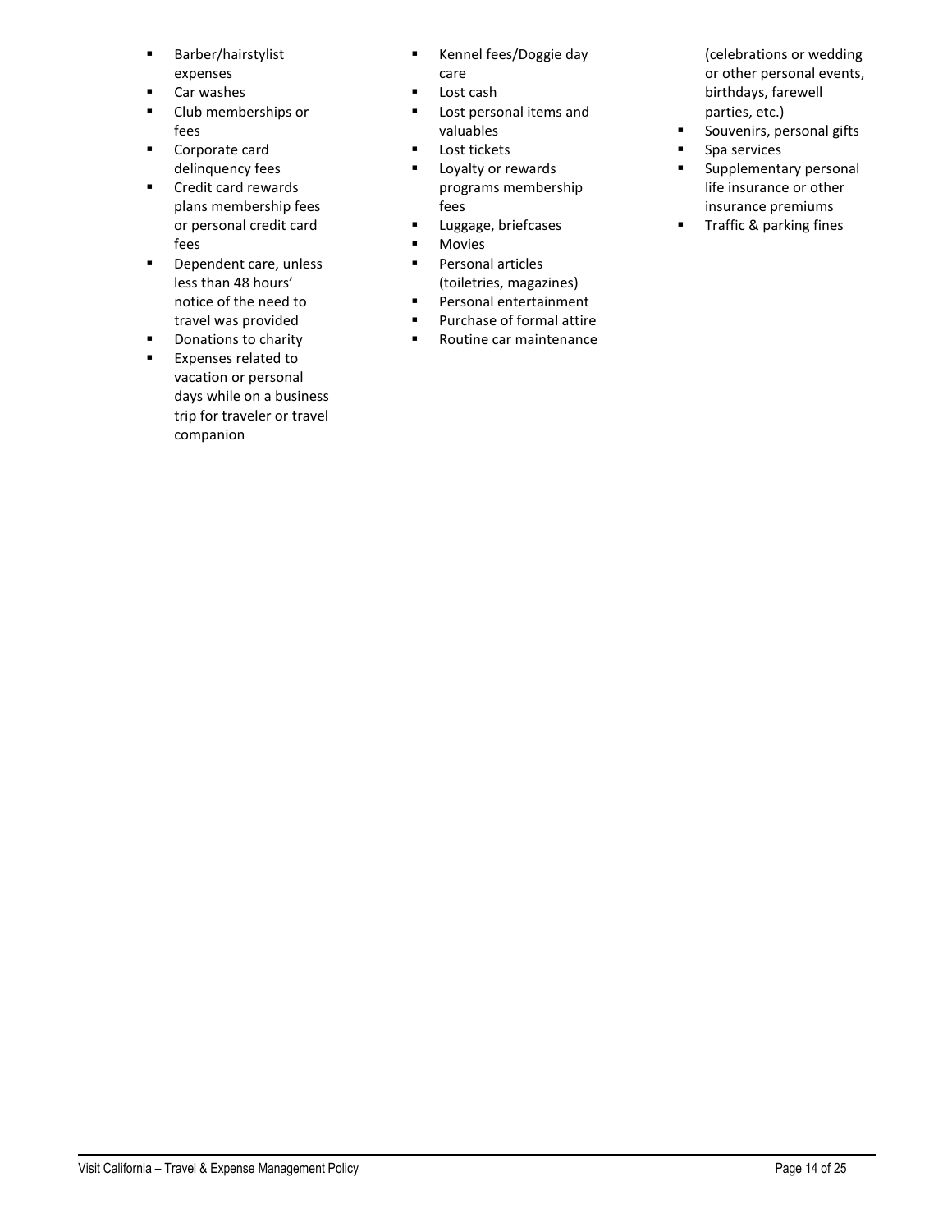- Barber/hairstylist expenses
- Car washes
- Club memberships or fees
- Corporate card delinquency fees
- Credit card rewards plans membership fees or personal credit card fees
- Dependent care, unless less than 48 hours' notice of the need to travel was provided
- Donations to charity
- Expenses related to vacation or personal days while on a business trip for traveler or travel companion
- Kennel fees/Doggie day care
- Lost cash
- Lost personal items and valuables
- Lost tickets
- Loyalty or rewards programs membership fees
- Luggage, briefcases
- Movies
- Personal articles (toiletries, magazines)
- Personal entertainment
- Purchase of formal attire
- Routine car maintenance
  (celebrations or wedding or other personal events, birthdays, farewell parties, etc.)
- Souvenirs, personal gifts
- Spa services
- Supplementary personal life insurance or other insurance premiums
- Traffic & parking fines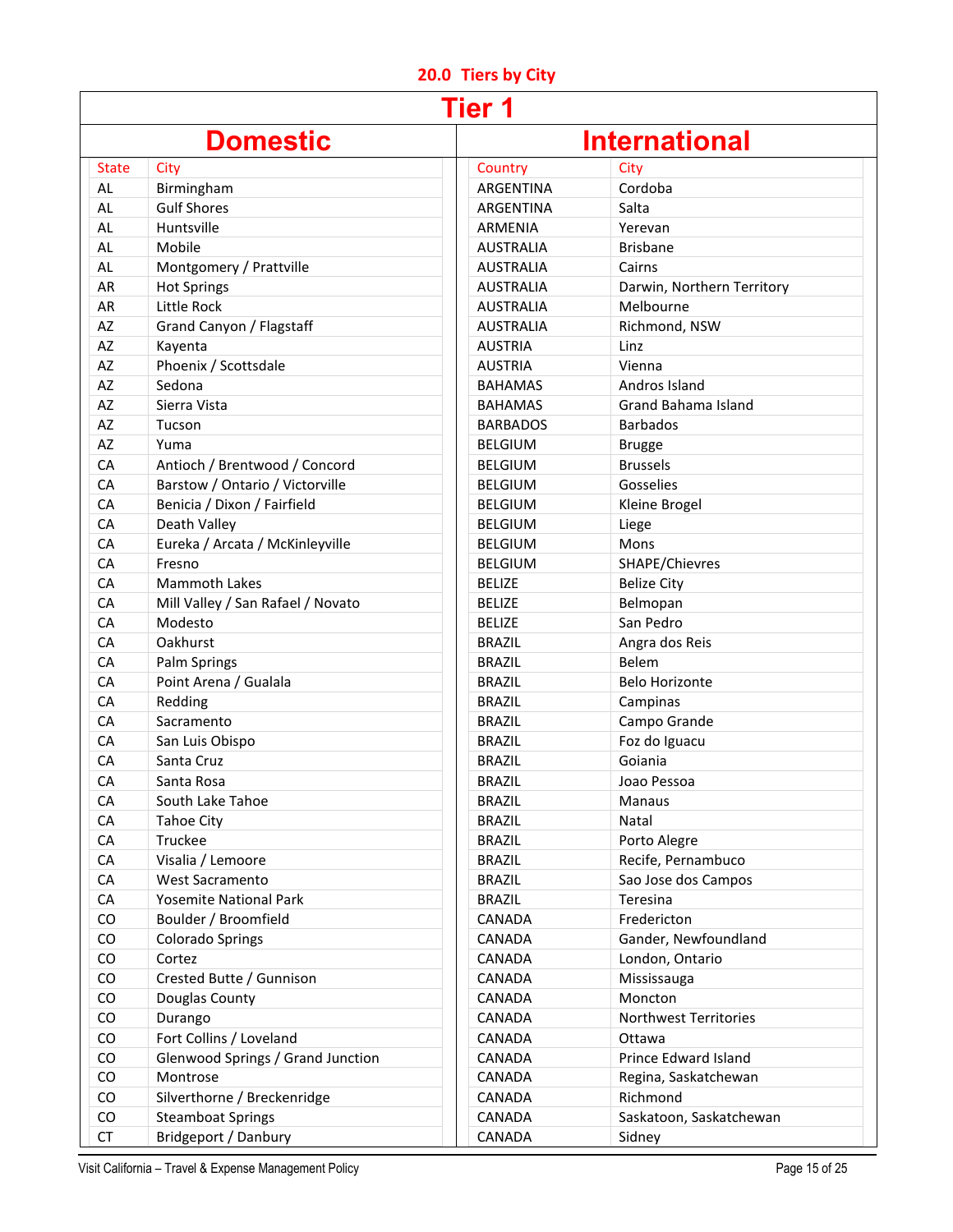## 20.0 Tiers by City

| Tier 1 | | | |
|---|---|---|---|
| **Domestic** | | **International** | |
| State | City | Country | City |
| AL | Birmingham | ARGENTINA | Cordoba |
| AL | Gulf Shores | ARGENTINA | Salta |
| AL | Huntsville | ARMENIA | Yerevan |
| AL | Mobile | AUSTRALIA | Brisbane |
| AL | Montgomery / Prattville | AUSTRALIA | Cairns |
| AR | Hot Springs | AUSTRALIA | Darwin, Northern Territory |
| AR | Little Rock | AUSTRALIA | Melbourne |
| AZ | Grand Canyon / Flagstaff | AUSTRALIA | Richmond, NSW |
| AZ | Kayenta | AUSTRIA | Linz |
| AZ | Phoenix / Scottsdale | AUSTRIA | Vienna |
| AZ | Sedona | BAHAMAS | Andros Island |
| AZ | Sierra Vista | BAHAMAS | Grand Bahama Island |
| AZ | Tucson | BARBADOS | Barbados |
| AZ | Yuma | BELGIUM | Brugge |
| CA | Antioch / Brentwood / Concord | BELGIUM | Brussels |
| CA | Barstow / Ontario / Victorville | BELGIUM | Gosselies |
| CA | Benicia / Dixon / Fairfield | BELGIUM | Kleine Brogel |
| CA | Death Valley | BELGIUM | Liege |
| CA | Eureka / Arcata / McKinleyville | BELGIUM | Mons |
| CA | Fresno | BELGIUM | SHAPE/Chievres |
| CA | Mammoth Lakes | BELIZE | Belize City |
| CA | Mill Valley / San Rafael / Novato | BELIZE | Belmopan |
| CA | Modesto | BELIZE | San Pedro |
| CA | Oakhurst | BRAZIL | Angra dos Reis |
| CA | Palm Springs | BRAZIL | Belem |
| CA | Point Arena / Gualala | BRAZIL | Belo Horizonte |
| CA | Redding | BRAZIL | Campinas |
| CA | Sacramento | BRAZIL | Campo Grande |
| CA | San Luis Obispo | BRAZIL | Foz do Iguacu |
| CA | Santa Cruz | BRAZIL | Goiania |
| CA | Santa Rosa | BRAZIL | Joao Pessoa |
| CA | South Lake Tahoe | BRAZIL | Manaus |
| CA | Tahoe City | BRAZIL | Natal |
| CA | Truckee | BRAZIL | Porto Alegre |
| CA | Visalia / Lemoore | BRAZIL | Recife, Pernambuco |
| CA | West Sacramento | BRAZIL | Sao Jose dos Campos |
| CA | Yosemite National Park | BRAZIL | Teresina |
| CO | Boulder / Broomfield | CANADA | Fredericton |
| CO | Colorado Springs | CANADA | Gander, Newfoundland |
| CO | Cortez | CANADA | London, Ontario |
| CO | Crested Butte / Gunnison | CANADA | Mississauga |
| CO | Douglas County | CANADA | Moncton |
| CO | Durango | CANADA | Northwest Territories |
| CO | Fort Collins / Loveland | CANADA | Ottawa |
| CO | Glenwood Springs / Grand Junction | CANADA | Prince Edward Island |
| CO | Montrose | CANADA | Regina, Saskatchewan |
| CO | Silverthorne / Breckenridge | CANADA | Richmond |
| CO | Steamboat Springs | CANADA | Saskatoon, Saskatchewan |
| CT | Bridgeport / Danbury | CANADA | Sidney |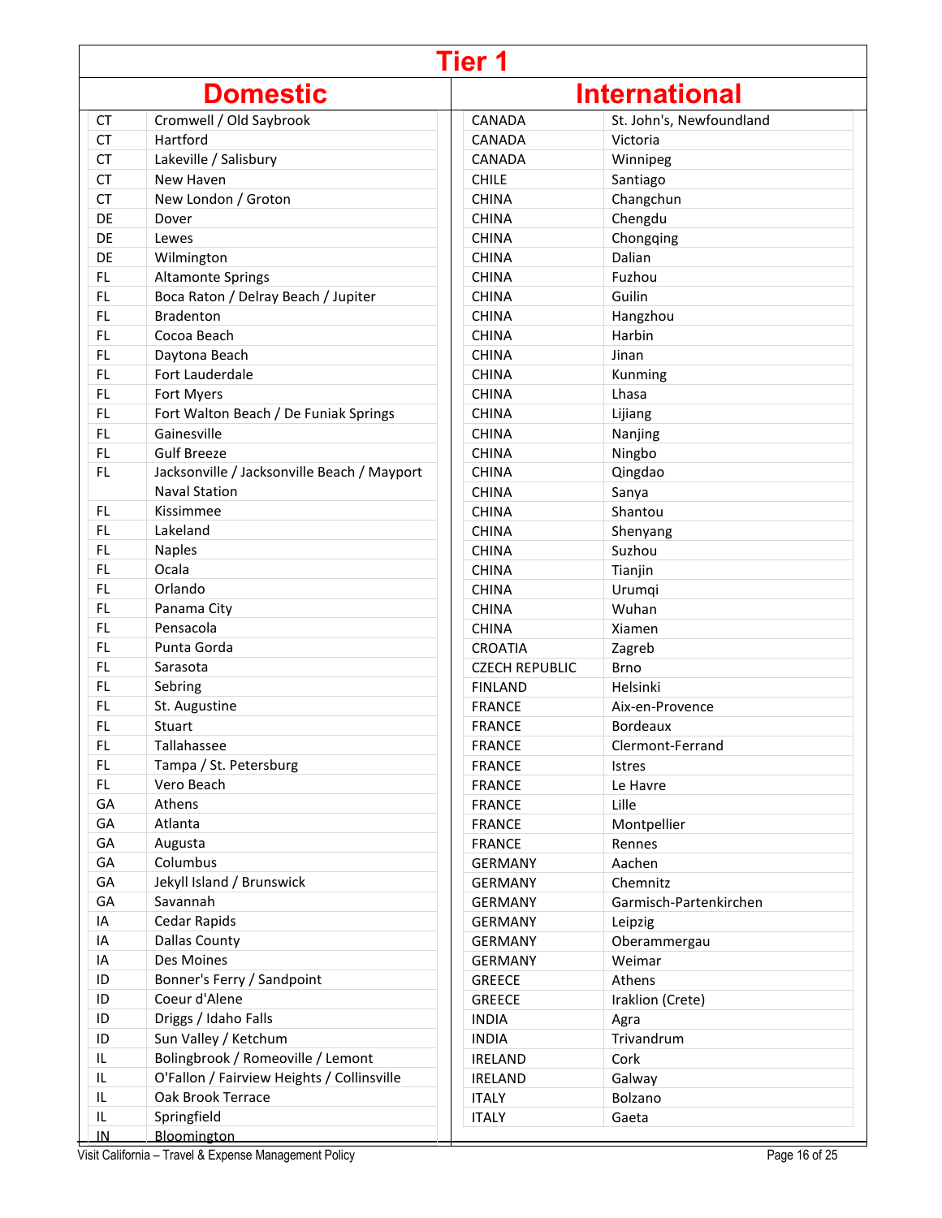# Tier 1

## Domestic

| | |
|---|---|
| CT | Cromwell / Old Saybrook |
| CT | Hartford |
| CT | Lakeville / Salisbury |
| CT | New Haven |
| CT | New London / Groton |
| DE | Dover |
| DE | Lewes |
| DE | Wilmington |
| FL | Altamonte Springs |
| FL | Boca Raton / Delray Beach / Jupiter |
| FL | Bradenton |
| FL | Cocoa Beach |
| FL | Daytona Beach |
| FL | Fort Lauderdale |
| FL | Fort Myers |
| FL | Fort Walton Beach / De Funiak Springs |
| FL | Gainesville |
| FL | Gulf Breeze |
| FL | Jacksonville / Jacksonville Beach / Mayport Naval Station |
| FL | Kissimmee |
| FL | Lakeland |
| FL | Naples |
| FL | Ocala |
| FL | Orlando |
| FL | Panama City |
| FL | Pensacola |
| FL | Punta Gorda |
| FL | Sarasota |
| FL | Sebring |
| FL | St. Augustine |
| FL | Stuart |
| FL | Tallahassee |
| FL | Tampa / St. Petersburg |
| FL | Vero Beach |
| GA | Athens |
| GA | Atlanta |
| GA | Augusta |
| GA | Columbus |
| GA | Jekyll Island / Brunswick |
| GA | Savannah |
| IA | Cedar Rapids |
| IA | Dallas County |
| IA | Des Moines |
| ID | Bonner's Ferry / Sandpoint |
| ID | Coeur d'Alene |
| ID | Driggs / Idaho Falls |
| ID | Sun Valley / Ketchum |
| IL | Bolingbrook / Romeoville / Lemont |
| IL | O'Fallon / Fairview Heights / Collinsville |
| IL | Oak Brook Terrace |
| IL | Springfield |
| IN | Bloomington |

## International

| | |
|---|---|
| CANADA | St. John's, Newfoundland |
| CANADA | Victoria |
| CANADA | Winnipeg |
| CHILE | Santiago |
| CHINA | Changchun |
| CHINA | Chengdu |
| CHINA | Chongqing |
| CHINA | Dalian |
| CHINA | Fuzhou |
| CHINA | Guilin |
| CHINA | Hangzhou |
| CHINA | Harbin |
| CHINA | Jinan |
| CHINA | Kunming |
| CHINA | Lhasa |
| CHINA | Lijiang |
| CHINA | Nanjing |
| CHINA | Ningbo |
| CHINA | Qingdao |
| CHINA | Sanya |
| CHINA | Shantou |
| CHINA | Shenyang |
| CHINA | Suzhou |
| CHINA | Tianjin |
| CHINA | Urumqi |
| CHINA | Wuhan |
| CHINA | Xiamen |
| CROATIA | Zagreb |
| CZECH REPUBLIC | Brno |
| FINLAND | Helsinki |
| FRANCE | Aix-en-Provence |
| FRANCE | Bordeaux |
| FRANCE | Clermont-Ferrand |
| FRANCE | Istres |
| FRANCE | Le Havre |
| FRANCE | Lille |
| FRANCE | Montpellier |
| FRANCE | Rennes |
| GERMANY | Aachen |
| GERMANY | Chemnitz |
| GERMANY | Garmisch-Partenkirchen |
| GERMANY | Leipzig |
| GERMANY | Oberammergau |
| GERMANY | Weimar |
| GREECE | Athens |
| GREECE | Iraklion (Crete) |
| INDIA | Agra |
| INDIA | Trivandrum |
| IRELAND | Cork |
| IRELAND | Galway |
| ITALY | Bolzano |
| ITALY | Gaeta |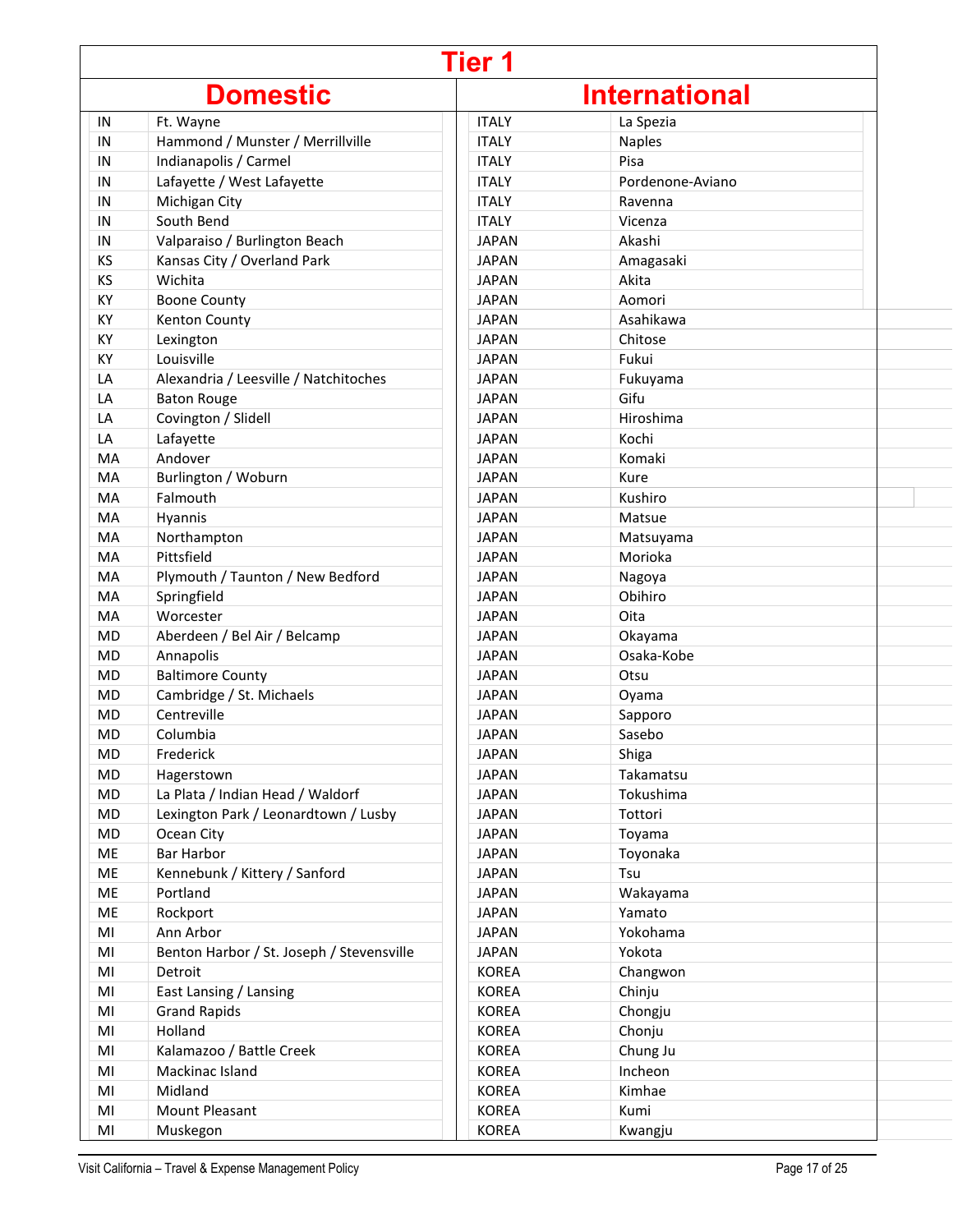# Tier 1

| Domestic | | International | |
|---|---|---|---|
| IN | Ft. Wayne | ITALY | La Spezia |
| IN | Hammond / Munster / Merrillville | ITALY | Naples |
| IN | Indianapolis / Carmel | ITALY | Pisa |
| IN | Lafayette / West Lafayette | ITALY | Pordenone-Aviano |
| IN | Michigan City | ITALY | Ravenna |
| IN | South Bend | ITALY | Vicenza |
| IN | Valparaiso / Burlington Beach | JAPAN | Akashi |
| KS | Kansas City / Overland Park | JAPAN | Amagasaki |
| KS | Wichita | JAPAN | Akita |
| KY | Boone County | JAPAN | Aomori |
| KY | Kenton County | JAPAN | Asahikawa |
| KY | Lexington | JAPAN | Chitose |
| KY | Louisville | JAPAN | Fukui |
| LA | Alexandria / Leesville / Natchitoches | JAPAN | Fukuyama |
| LA | Baton Rouge | JAPAN | Gifu |
| LA | Covington / Slidell | JAPAN | Hiroshima |
| LA | Lafayette | JAPAN | Kochi |
| MA | Andover | JAPAN | Komaki |
| MA | Burlington / Woburn | JAPAN | Kure |
| MA | Falmouth | JAPAN | Kushiro |
| MA | Hyannis | JAPAN | Matsue |
| MA | Northampton | JAPAN | Matsuyama |
| MA | Pittsfield | JAPAN | Morioka |
| MA | Plymouth / Taunton / New Bedford | JAPAN | Nagoya |
| MA | Springfield | JAPAN | Obihiro |
| MA | Worcester | JAPAN | Oita |
| MD | Aberdeen / Bel Air / Belcamp | JAPAN | Okayama |
| MD | Annapolis | JAPAN | Osaka-Kobe |
| MD | Baltimore County | JAPAN | Otsu |
| MD | Cambridge / St. Michaels | JAPAN | Oyama |
| MD | Centreville | JAPAN | Sapporo |
| MD | Columbia | JAPAN | Sasebo |
| MD | Frederick | JAPAN | Shiga |
| MD | Hagerstown | JAPAN | Takamatsu |
| MD | La Plata / Indian Head / Waldorf | JAPAN | Tokushima |
| MD | Lexington Park / Leonardtown / Lusby | JAPAN | Tottori |
| MD | Ocean City | JAPAN | Toyama |
| ME | Bar Harbor | JAPAN | Toyonaka |
| ME | Kennebunk / Kittery / Sanford | JAPAN | Tsu |
| ME | Portland | JAPAN | Wakayama |
| ME | Rockport | JAPAN | Yamato |
| MI | Ann Arbor | JAPAN | Yokohama |
| MI | Benton Harbor / St. Joseph / Stevensville | JAPAN | Yokota |
| MI | Detroit | KOREA | Changwon |
| MI | East Lansing / Lansing | KOREA | Chinju |
| MI | Grand Rapids | KOREA | Chongju |
| MI | Holland | KOREA | Chonju |
| MI | Kalamazoo / Battle Creek | KOREA | Chung Ju |
| MI | Mackinac Island | KOREA | Incheon |
| MI | Midland | KOREA | Kimhae |
| MI | Mount Pleasant | KOREA | Kumi |
| MI | Muskegon | KOREA | Kwangju |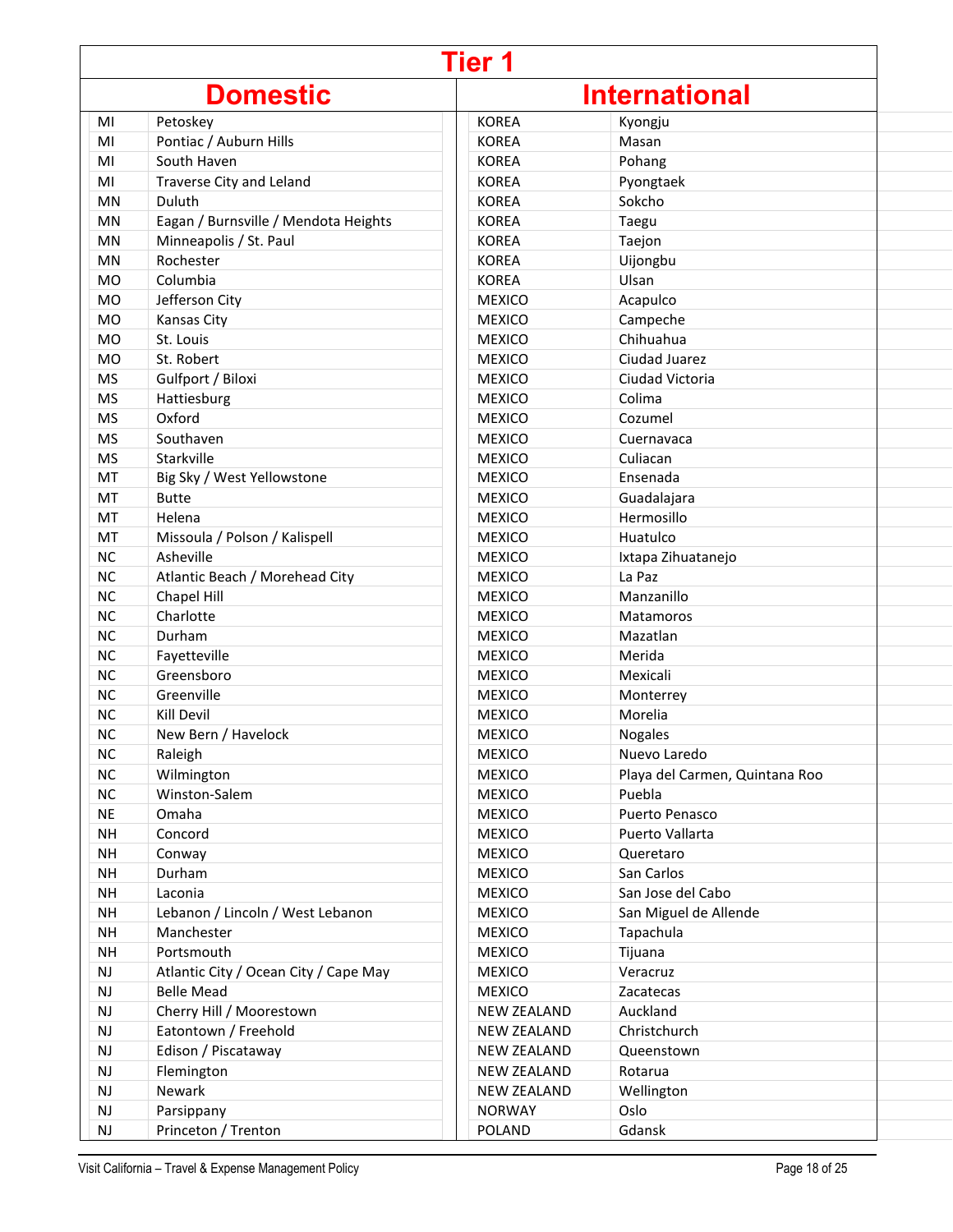# Tier 1

| Domestic | | International | |
|---|---|---|---|
| MI | Petoskey | KOREA | Kyongju |
| MI | Pontiac / Auburn Hills | KOREA | Masan |
| MI | South Haven | KOREA | Pohang |
| MI | Traverse City and Leland | KOREA | Pyongtaek |
| MN | Duluth | KOREA | Sokcho |
| MN | Eagan / Burnsville / Mendota Heights | KOREA | Taegu |
| MN | Minneapolis / St. Paul | KOREA | Taejon |
| MN | Rochester | KOREA | Uijongbu |
| MO | Columbia | KOREA | Ulsan |
| MO | Jefferson City | MEXICO | Acapulco |
| MO | Kansas City | MEXICO | Campeche |
| MO | St. Louis | MEXICO | Chihuahua |
| MO | St. Robert | MEXICO | Ciudad Juarez |
| MS | Gulfport / Biloxi | MEXICO | Ciudad Victoria |
| MS | Hattiesburg | MEXICO | Colima |
| MS | Oxford | MEXICO | Cozumel |
| MS | Southaven | MEXICO | Cuernavaca |
| MS | Starkville | MEXICO | Culiacan |
| MT | Big Sky / West Yellowstone | MEXICO | Ensenada |
| MT | Butte | MEXICO | Guadalajara |
| MT | Helena | MEXICO | Hermosillo |
| MT | Missoula / Polson / Kalispell | MEXICO | Huatulco |
| NC | Asheville | MEXICO | Ixtapa Zihuatanejo |
| NC | Atlantic Beach / Morehead City | MEXICO | La Paz |
| NC | Chapel Hill | MEXICO | Manzanillo |
| NC | Charlotte | MEXICO | Matamoros |
| NC | Durham | MEXICO | Mazatlan |
| NC | Fayetteville | MEXICO | Merida |
| NC | Greensboro | MEXICO | Mexicali |
| NC | Greenville | MEXICO | Monterrey |
| NC | Kill Devil | MEXICO | Morelia |
| NC | New Bern / Havelock | MEXICO | Nogales |
| NC | Raleigh | MEXICO | Nuevo Laredo |
| NC | Wilmington | MEXICO | Playa del Carmen, Quintana Roo |
| NC | Winston-Salem | MEXICO | Puebla |
| NE | Omaha | MEXICO | Puerto Penasco |
| NH | Concord | MEXICO | Puerto Vallarta |
| NH | Conway | MEXICO | Queretaro |
| NH | Durham | MEXICO | San Carlos |
| NH | Laconia | MEXICO | San Jose del Cabo |
| NH | Lebanon / Lincoln / West Lebanon | MEXICO | San Miguel de Allende |
| NH | Manchester | MEXICO | Tapachula |
| NH | Portsmouth | MEXICO | Tijuana |
| NJ | Atlantic City / Ocean City / Cape May | MEXICO | Veracruz |
| NJ | Belle Mead | MEXICO | Zacatecas |
| NJ | Cherry Hill / Moorestown | NEW ZEALAND | Auckland |
| NJ | Eatontown / Freehold | NEW ZEALAND | Christchurch |
| NJ | Edison / Piscataway | NEW ZEALAND | Queenstown |
| NJ | Flemington | NEW ZEALAND | Rotarua |
| NJ | Newark | NEW ZEALAND | Wellington |
| NJ | Parsippany | NORWAY | Oslo |
| NJ | Princeton / Trenton | POLAND | Gdansk |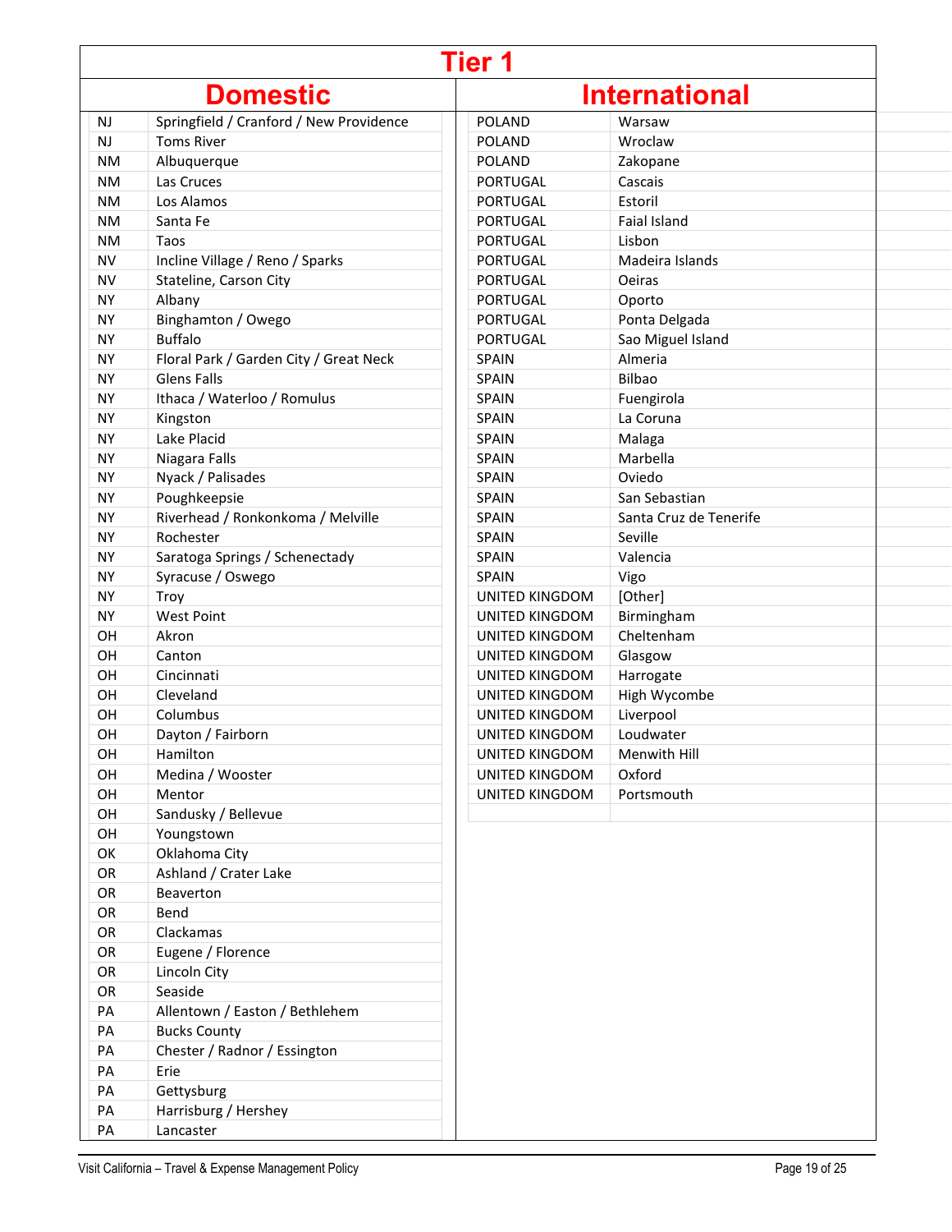# Tier 1

## Domestic

| State | City |
|---|---|
| NJ | Springfield / Cranford / New Providence |
| NJ | Toms River |
| NM | Albuquerque |
| NM | Las Cruces |
| NM | Los Alamos |
| NM | Santa Fe |
| NM | Taos |
| NV | Incline Village / Reno / Sparks |
| NV | Stateline, Carson City |
| NY | Albany |
| NY | Binghamton / Owego |
| NY | Buffalo |
| NY | Floral Park / Garden City / Great Neck |
| NY | Glens Falls |
| NY | Ithaca / Waterloo / Romulus |
| NY | Kingston |
| NY | Lake Placid |
| NY | Niagara Falls |
| NY | Nyack / Palisades |
| NY | Poughkeepsie |
| NY | Riverhead / Ronkonkoma / Melville |
| NY | Rochester |
| NY | Saratoga Springs / Schenectady |
| NY | Syracuse / Oswego |
| NY | Troy |
| NY | West Point |
| OH | Akron |
| OH | Canton |
| OH | Cincinnati |
| OH | Cleveland |
| OH | Columbus |
| OH | Dayton / Fairborn |
| OH | Hamilton |
| OH | Medina / Wooster |
| OH | Mentor |
| OH | Sandusky / Bellevue |
| OH | Youngstown |
| OK | Oklahoma City |
| OR | Ashland / Crater Lake |
| OR | Beaverton |
| OR | Bend |
| OR | Clackamas |
| OR | Eugene / Florence |
| OR | Lincoln City |
| OR | Seaside |
| PA | Allentown / Easton / Bethlehem |
| PA | Bucks County |
| PA | Chester / Radnor / Essington |
| PA | Erie |
| PA | Gettysburg |
| PA | Harrisburg / Hershey |
| PA | Lancaster |

## International

| Country | City |
|---|---|
| POLAND | Warsaw |
| POLAND | Wroclaw |
| POLAND | Zakopane |
| PORTUGAL | Cascais |
| PORTUGAL | Estoril |
| PORTUGAL | Faial Island |
| PORTUGAL | Lisbon |
| PORTUGAL | Madeira Islands |
| PORTUGAL | Oeiras |
| PORTUGAL | Oporto |
| PORTUGAL | Ponta Delgada |
| PORTUGAL | Sao Miguel Island |
| SPAIN | Almeria |
| SPAIN | Bilbao |
| SPAIN | Fuengirola |
| SPAIN | La Coruna |
| SPAIN | Malaga |
| SPAIN | Marbella |
| SPAIN | Oviedo |
| SPAIN | San Sebastian |
| SPAIN | Santa Cruz de Tenerife |
| SPAIN | Seville |
| SPAIN | Valencia |
| SPAIN | Vigo |
| UNITED KINGDOM | [Other] |
| UNITED KINGDOM | Birmingham |
| UNITED KINGDOM | Cheltenham |
| UNITED KINGDOM | Glasgow |
| UNITED KINGDOM | Harrogate |
| UNITED KINGDOM | High Wycombe |
| UNITED KINGDOM | Liverpool |
| UNITED KINGDOM | Loudwater |
| UNITED KINGDOM | Menwith Hill |
| UNITED KINGDOM | Oxford |
| UNITED KINGDOM | Portsmouth |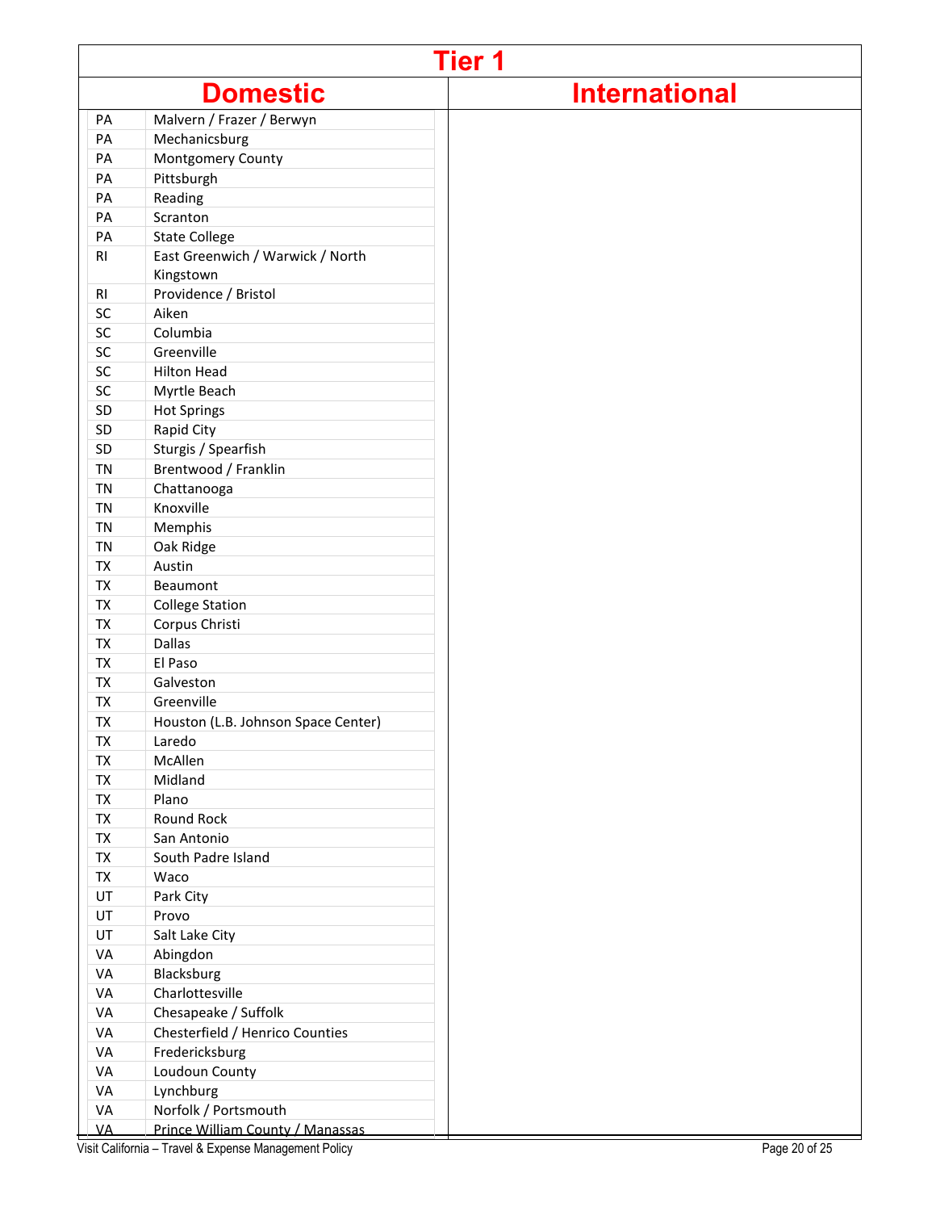# Tier 1

| Domestic | | International |
|---|---|---|
| PA | Malvern / Frazer / Berwyn | |
| PA | Mechanicsburg | |
| PA | Montgomery County | |
| PA | Pittsburgh | |
| PA | Reading | |
| PA | Scranton | |
| PA | State College | |
| RI | East Greenwich / Warwick / North Kingstown | |
| RI | Providence / Bristol | |
| SC | Aiken | |
| SC | Columbia | |
| SC | Greenville | |
| SC | Hilton Head | |
| SC | Myrtle Beach | |
| SD | Hot Springs | |
| SD | Rapid City | |
| SD | Sturgis / Spearfish | |
| TN | Brentwood / Franklin | |
| TN | Chattanooga | |
| TN | Knoxville | |
| TN | Memphis | |
| TN | Oak Ridge | |
| TX | Austin | |
| TX | Beaumont | |
| TX | College Station | |
| TX | Corpus Christi | |
| TX | Dallas | |
| TX | El Paso | |
| TX | Galveston | |
| TX | Greenville | |
| TX | Houston (L.B. Johnson Space Center) | |
| TX | Laredo | |
| TX | McAllen | |
| TX | Midland | |
| TX | Plano | |
| TX | Round Rock | |
| TX | San Antonio | |
| TX | South Padre Island | |
| TX | Waco | |
| UT | Park City | |
| UT | Provo | |
| UT | Salt Lake City | |
| VA | Abingdon | |
| VA | Blacksburg | |
| VA | Charlottesville | |
| VA | Chesapeake / Suffolk | |
| VA | Chesterfield / Henrico Counties | |
| VA | Fredericksburg | |
| VA | Loudoun County | |
| VA | Lynchburg | |
| VA | Norfolk / Portsmouth | |
| VA | Prince William County / Manassas | |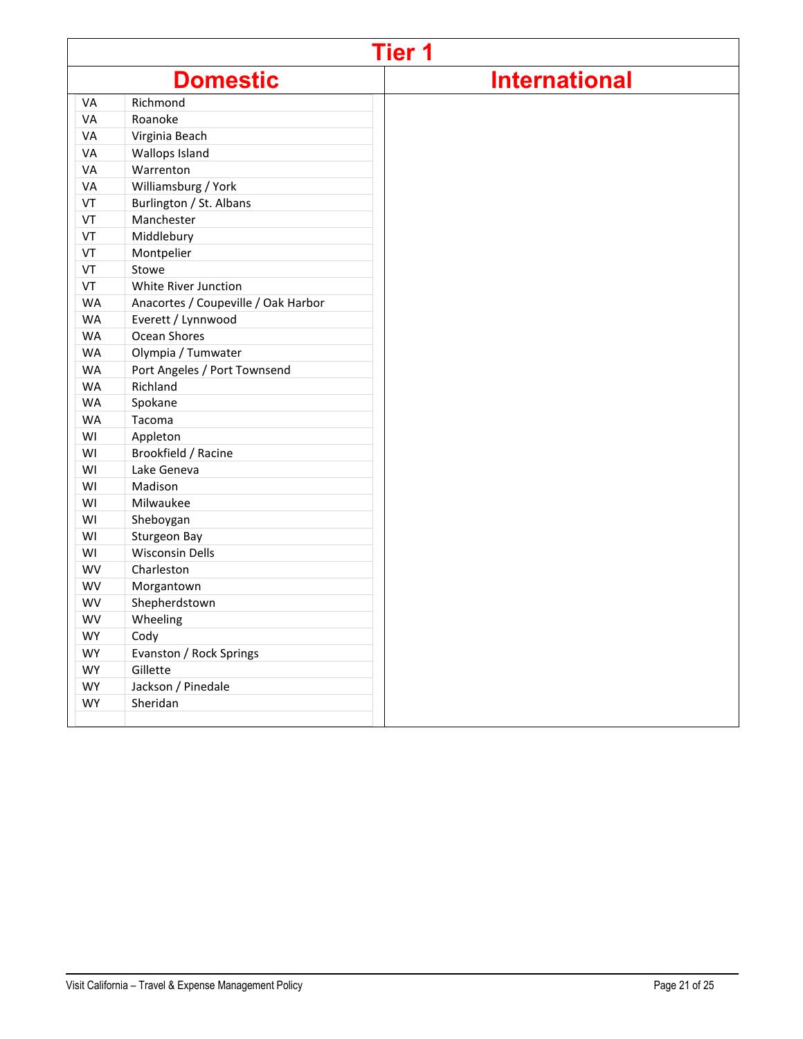# Tier 1

| Domestic | | International |
|---|---|---|
| VA | Richmond | |
| VA | Roanoke | |
| VA | Virginia Beach | |
| VA | Wallops Island | |
| VA | Warrenton | |
| VA | Williamsburg / York | |
| VT | Burlington / St. Albans | |
| VT | Manchester | |
| VT | Middlebury | |
| VT | Montpelier | |
| VT | Stowe | |
| VT | White River Junction | |
| WA | Anacortes / Coupeville / Oak Harbor | |
| WA | Everett / Lynnwood | |
| WA | Ocean Shores | |
| WA | Olympia / Tumwater | |
| WA | Port Angeles / Port Townsend | |
| WA | Richland | |
| WA | Spokane | |
| WA | Tacoma | |
| WI | Appleton | |
| WI | Brookfield / Racine | |
| WI | Lake Geneva | |
| WI | Madison | |
| WI | Milwaukee | |
| WI | Sheboygan | |
| WI | Sturgeon Bay | |
| WI | Wisconsin Dells | |
| WV | Charleston | |
| WV | Morgantown | |
| WV | Shepherdstown | |
| WV | Wheeling | |
| WY | Cody | |
| WY | Evanston / Rock Springs | |
| WY | Gillette | |
| WY | Jackson / Pinedale | |
| WY | Sheridan | |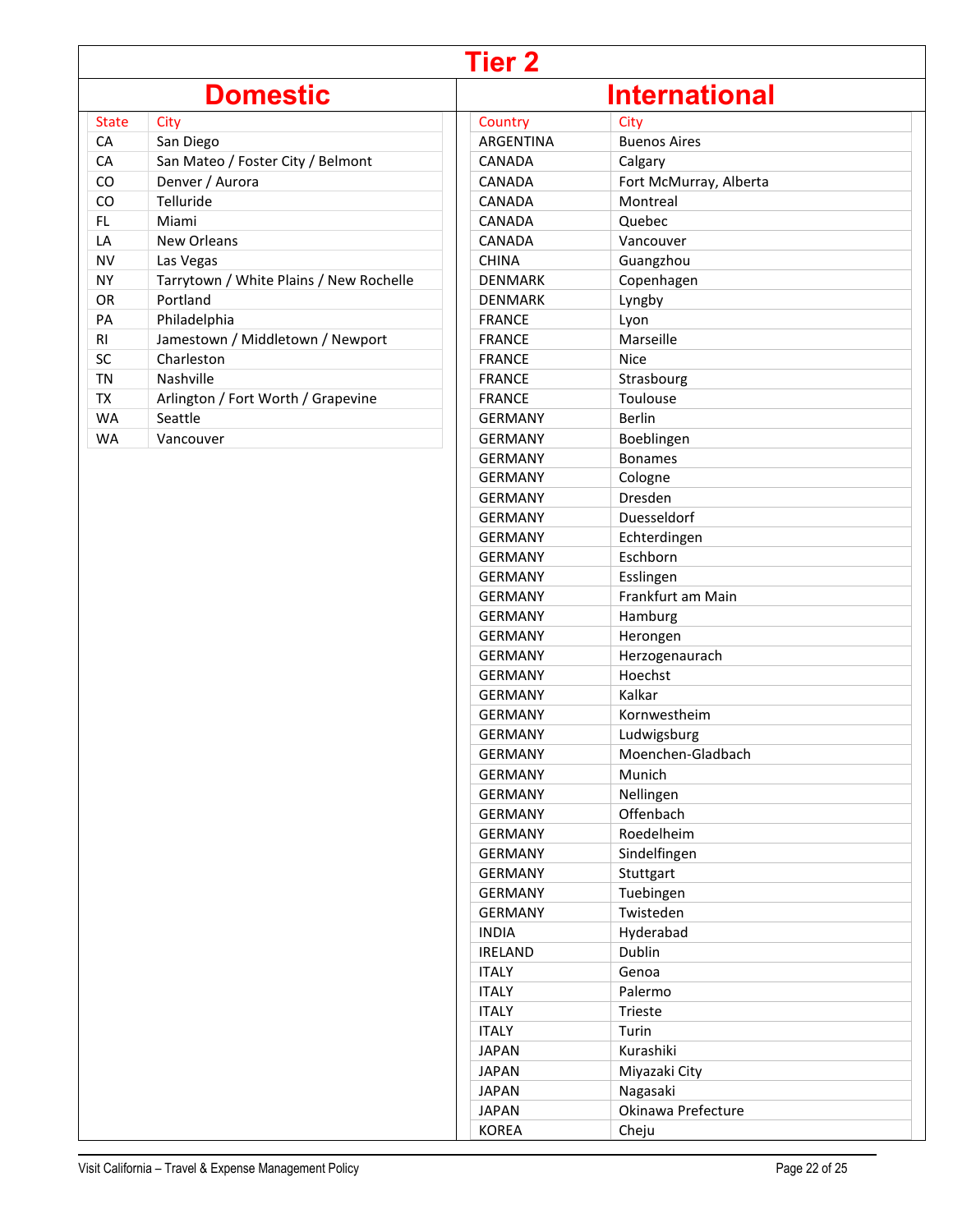# Tier 2

## Domestic

| State | City |
|---|---|
| CA | San Diego |
| CA | San Mateo / Foster City / Belmont |
| CO | Denver / Aurora |
| CO | Telluride |
| FL | Miami |
| LA | New Orleans |
| NV | Las Vegas |
| NY | Tarrytown / White Plains / New Rochelle |
| OR | Portland |
| PA | Philadelphia |
| RI | Jamestown / Middletown / Newport |
| SC | Charleston |
| TN | Nashville |
| TX | Arlington / Fort Worth / Grapevine |
| WA | Seattle |
| WA | Vancouver |

## International

| Country | City |
|---|---|
| ARGENTINA | Buenos Aires |
| CANADA | Calgary |
| CANADA | Fort McMurray, Alberta |
| CANADA | Montreal |
| CANADA | Quebec |
| CANADA | Vancouver |
| CHINA | Guangzhou |
| DENMARK | Copenhagen |
| DENMARK | Lyngby |
| FRANCE | Lyon |
| FRANCE | Marseille |
| FRANCE | Nice |
| FRANCE | Strasbourg |
| FRANCE | Toulouse |
| GERMANY | Berlin |
| GERMANY | Boeblingen |
| GERMANY | Bonames |
| GERMANY | Cologne |
| GERMANY | Dresden |
| GERMANY | Duesseldorf |
| GERMANY | Echterdingen |
| GERMANY | Eschborn |
| GERMANY | Esslingen |
| GERMANY | Frankfurt am Main |
| GERMANY | Hamburg |
| GERMANY | Herongen |
| GERMANY | Herzogenaurach |
| GERMANY | Hoechst |
| GERMANY | Kalkar |
| GERMANY | Kornwestheim |
| GERMANY | Ludwigsburg |
| GERMANY | Moenchen-Gladbach |
| GERMANY | Munich |
| GERMANY | Nellingen |
| GERMANY | Offenbach |
| GERMANY | Roedelheim |
| GERMANY | Sindelfingen |
| GERMANY | Stuttgart |
| GERMANY | Tuebingen |
| GERMANY | Twisteden |
| INDIA | Hyderabad |
| IRELAND | Dublin |
| ITALY | Genoa |
| ITALY | Palermo |
| ITALY | Trieste |
| ITALY | Turin |
| JAPAN | Kurashiki |
| JAPAN | Miyazaki City |
| JAPAN | Nagasaki |
| JAPAN | Okinawa Prefecture |
| KOREA | Cheju |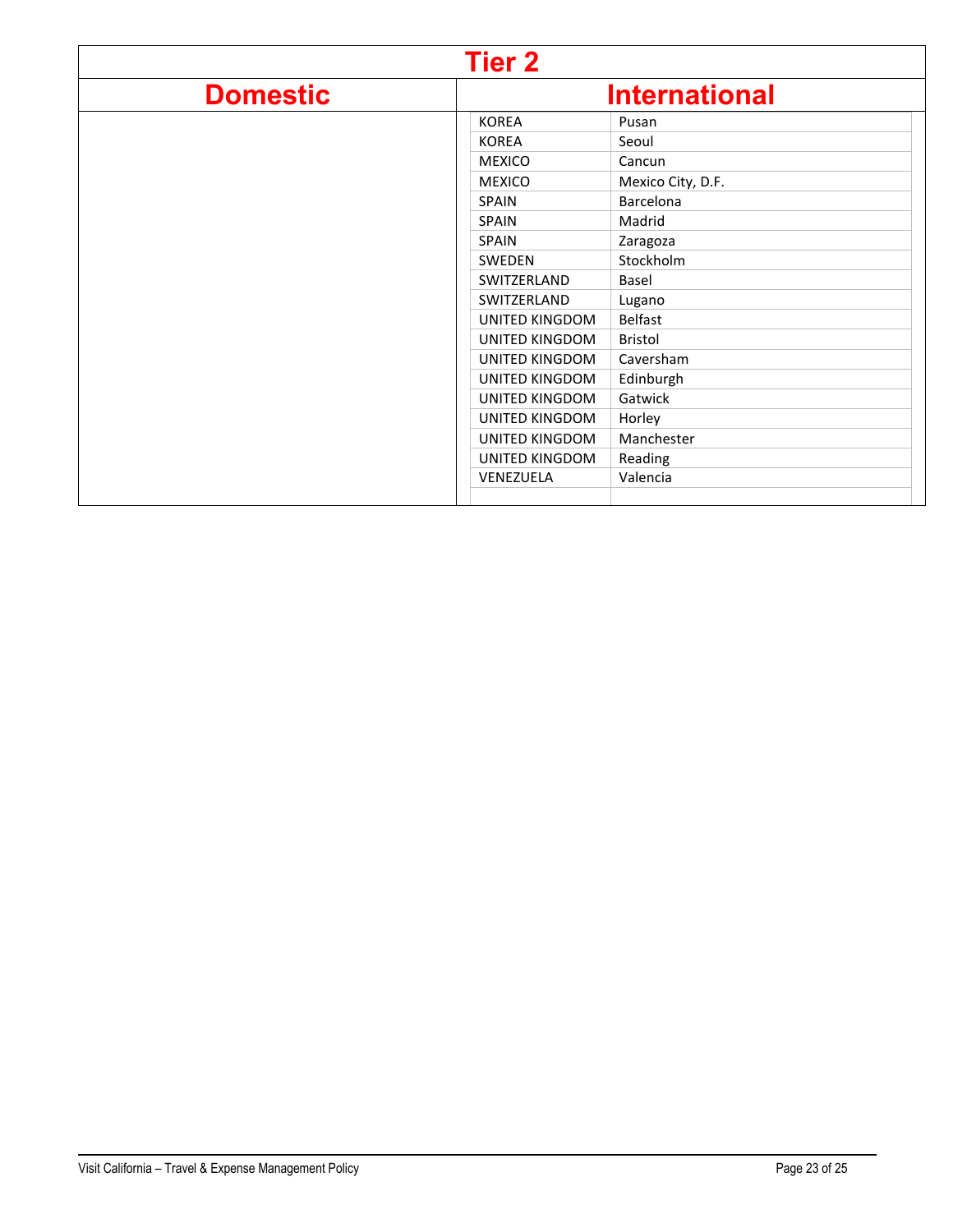# Tier 2

| Domestic | International | |
|---|---|---|
| | KOREA | Pusan |
| | KOREA | Seoul |
| | MEXICO | Cancun |
| | MEXICO | Mexico City, D.F. |
| | SPAIN | Barcelona |
| | SPAIN | Madrid |
| | SPAIN | Zaragoza |
| | SWEDEN | Stockholm |
| | SWITZERLAND | Basel |
| | SWITZERLAND | Lugano |
| | UNITED KINGDOM | Belfast |
| | UNITED KINGDOM | Bristol |
| | UNITED KINGDOM | Caversham |
| | UNITED KINGDOM | Edinburgh |
| | UNITED KINGDOM | Gatwick |
| | UNITED KINGDOM | Horley |
| | UNITED KINGDOM | Manchester |
| | UNITED KINGDOM | Reading |
| | VENEZUELA | Valencia |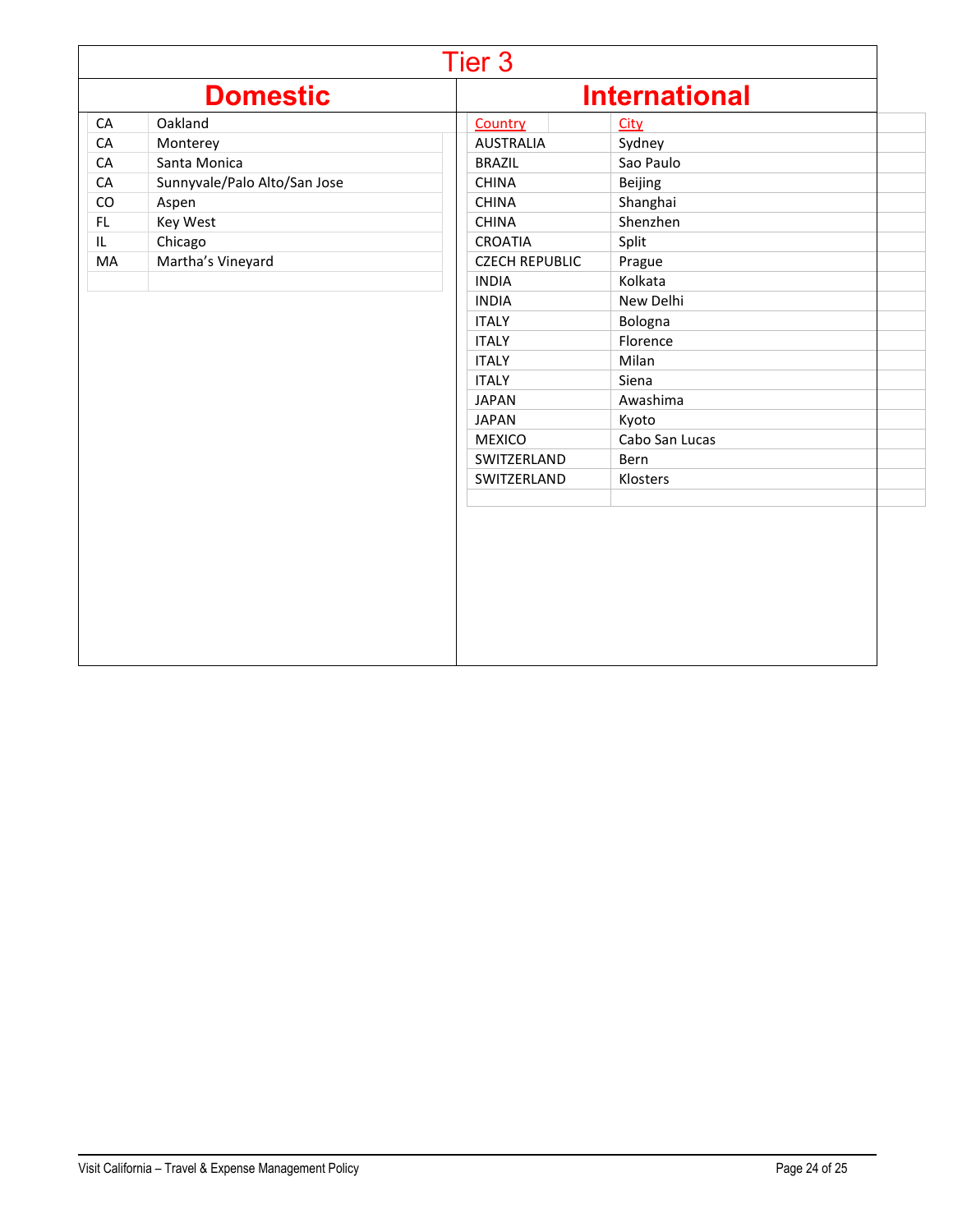# Tier 3

## Domestic

| State | City |
|---|---|
| CA | Oakland |
| CA | Monterey |
| CA | Santa Monica |
| CA | Sunnyvale/Palo Alto/San Jose |
| CO | Aspen |
| FL | Key West |
| IL | Chicago |
| MA | Martha's Vineyard |

## International

| Country | City |
|---|---|
| AUSTRALIA | Sydney |
| BRAZIL | Sao Paulo |
| CHINA | Beijing |
| CHINA | Shanghai |
| CHINA | Shenzhen |
| CROATIA | Split |
| CZECH REPUBLIC | Prague |
| INDIA | Kolkata |
| INDIA | New Delhi |
| ITALY | Bologna |
| ITALY | Florence |
| ITALY | Milan |
| ITALY | Siena |
| JAPAN | Awashima |
| JAPAN | Kyoto |
| MEXICO | Cabo San Lucas |
| SWITZERLAND | Bern |
| SWITZERLAND | Klosters |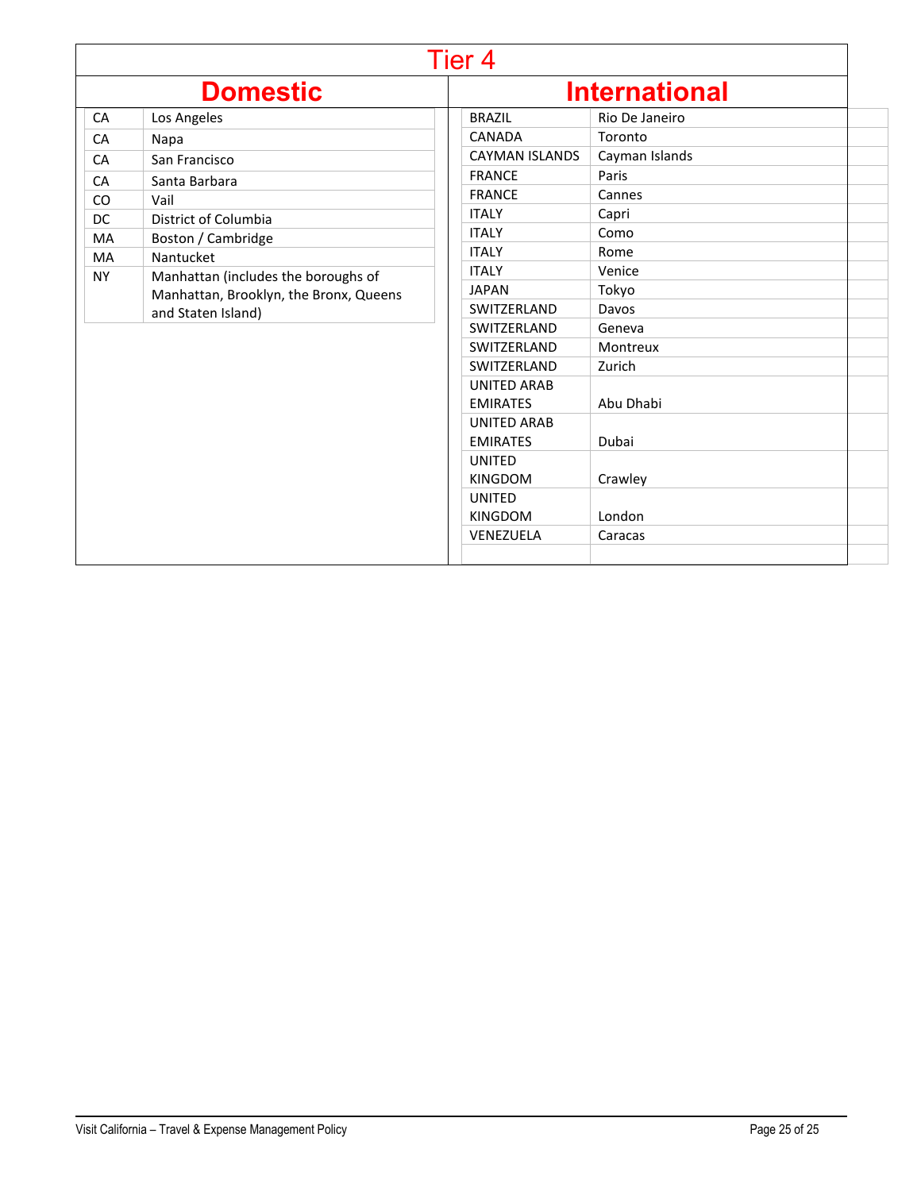# Tier 4

## Domestic

| | |
|---|---|
| CA | Los Angeles |
| CA | Napa |
| CA | San Francisco |
| CA | Santa Barbara |
| CO | Vail |
| DC | District of Columbia |
| MA | Boston / Cambridge |
| MA | Nantucket |
| NY | Manhattan (includes the boroughs of Manhattan, Brooklyn, the Bronx, Queens and Staten Island) |

## International

| | |
|---|---|
| BRAZIL | Rio De Janeiro |
| CANADA | Toronto |
| CAYMAN ISLANDS | Cayman Islands |
| FRANCE | Paris |
| FRANCE | Cannes |
| ITALY | Capri |
| ITALY | Como |
| ITALY | Rome |
| ITALY | Venice |
| JAPAN | Tokyo |
| SWITZERLAND | Davos |
| SWITZERLAND | Geneva |
| SWITZERLAND | Montreux |
| SWITZERLAND | Zurich |
| UNITED ARAB EMIRATES | Abu Dhabi |
| UNITED ARAB EMIRATES | Dubai |
| UNITED KINGDOM | Crawley |
| UNITED KINGDOM | London |
| VENEZUELA | Caracas |